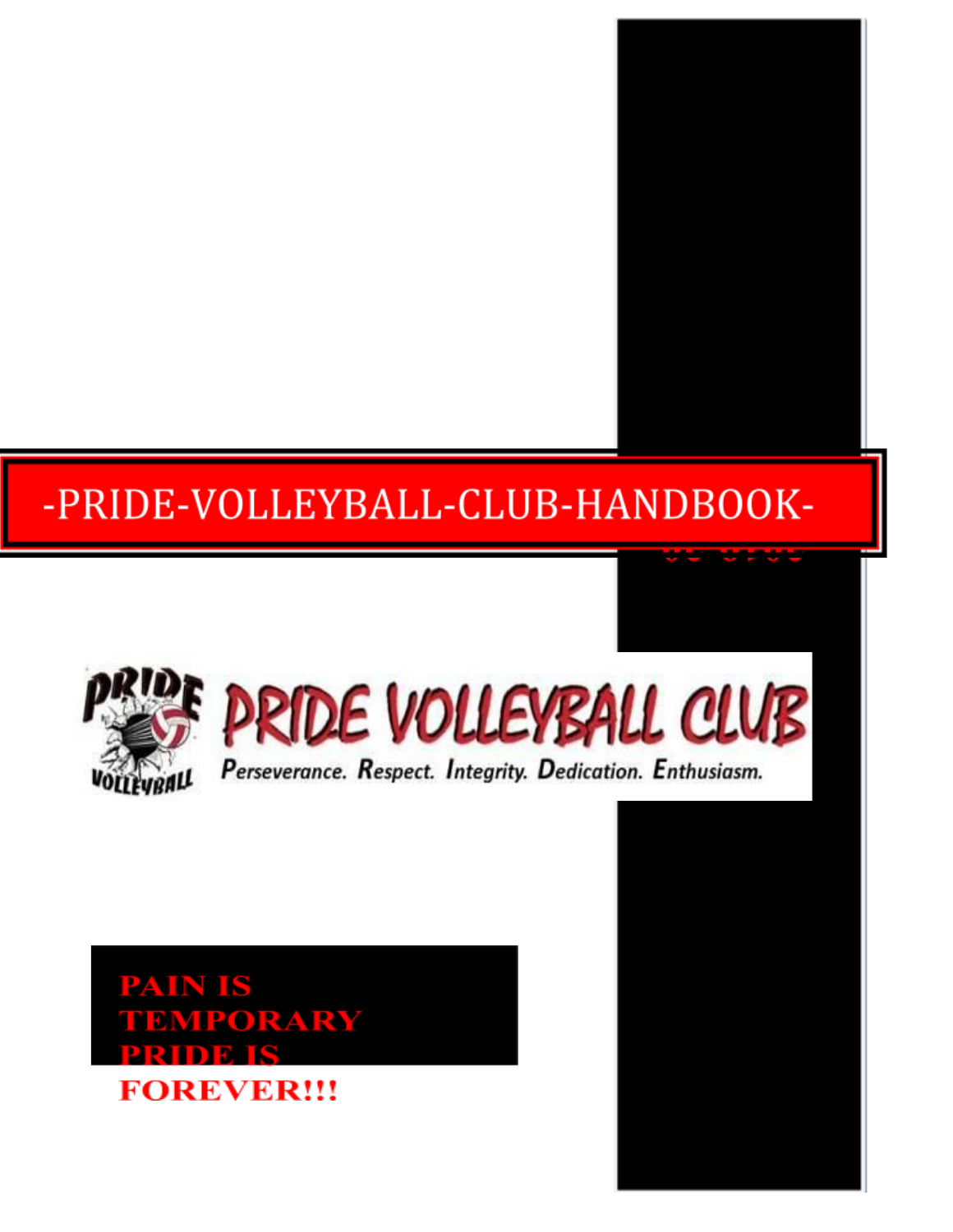# -PRIDE-VOLLEYBALL-CLUB-HANDBOOK-

PRIDE VOLLEYBALL CLUB

Perseverance. Respect. Integrity. Dedication. Enthusiasm.

**PAIN IS TEMPORARY PRIDE IS FOREVER!!!**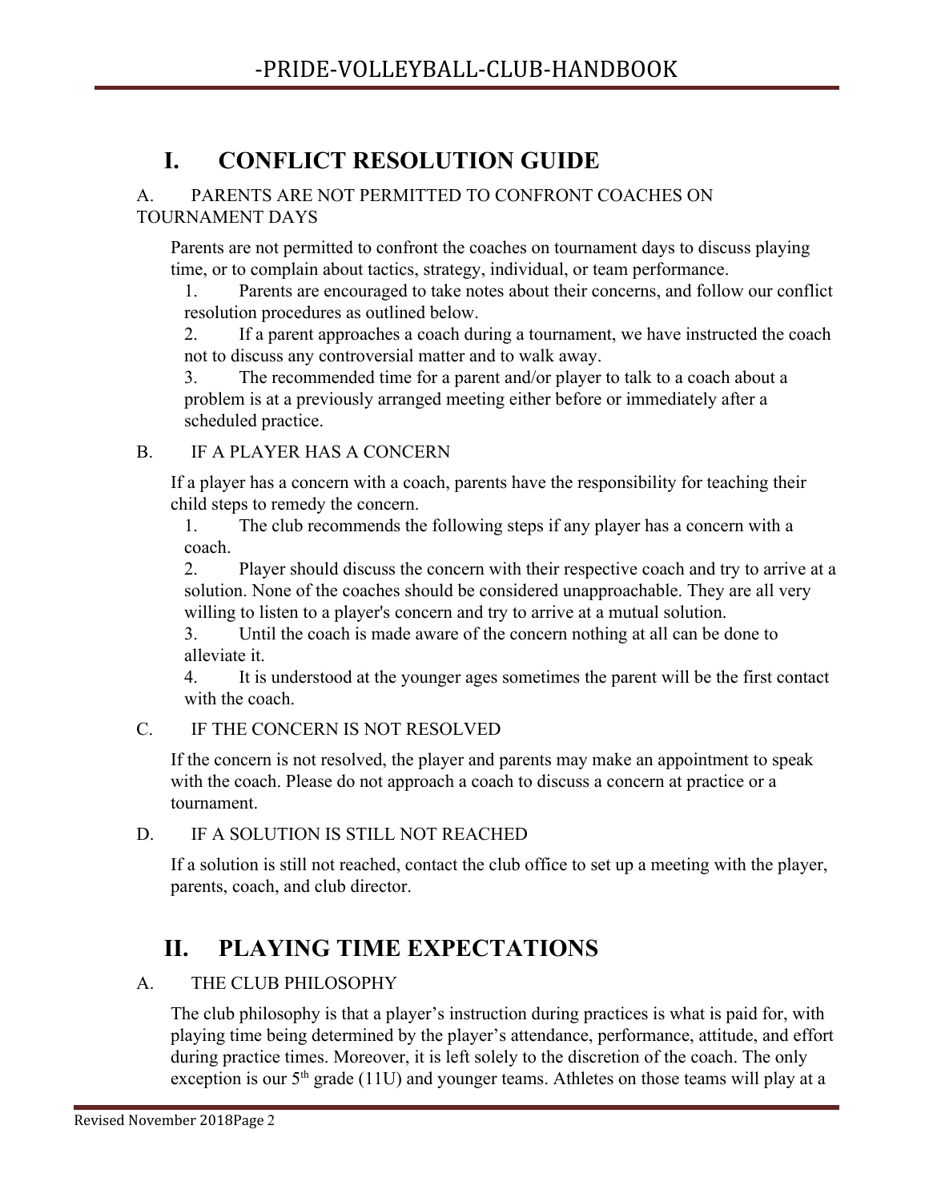# I. CONFLICT RESOLUTION GUIDE

## A. PARENTS ARE NOT PERMITTED TO CONFRONT COACHES ON TOURNAMENT DAYS

Parents are not permitted to confront the coaches on tournament days to discuss playing time, or to complain about tactics, strategy, individual, or team performance.

1. Parents are encouraged to take notes about their concerns, and follow our conflict resolution procedures as outlined below.
2. If a parent approaches a coach during a tournament, we have instructed the coach not to discuss any controversial matter and to walk away.
3. The recommended time for a parent and/or player to talk to a coach about a problem is at a previously arranged meeting either before or immediately after a scheduled practice.

## B. IF A PLAYER HAS A CONCERN

If a player has a concern with a coach, parents have the responsibility for teaching their child steps to remedy the concern.

1. The club recommends the following steps if any player has a concern with a coach.
2. Player should discuss the concern with their respective coach and try to arrive at a solution. None of the coaches should be considered unapproachable. They are all very willing to listen to a player's concern and try to arrive at a mutual solution.
3. Until the coach is made aware of the concern nothing at all can be done to alleviate it.
4. It is understood at the younger ages sometimes the parent will be the first contact with the coach.

## C. IF THE CONCERN IS NOT RESOLVED

If the concern is not resolved, the player and parents may make an appointment to speak with the coach. Please do not approach a coach to discuss a concern at practice or a tournament.

## D. IF A SOLUTION IS STILL NOT REACHED

If a solution is still not reached, contact the club office to set up a meeting with the player, parents, coach, and club director.

# II. PLAYING TIME EXPECTATIONS

## A. THE CLUB PHILOSOPHY

The club philosophy is that a player's instruction during practices is what is paid for, with playing time being determined by the player's attendance, performance, attitude, and effort during practice times. Moreover, it is left solely to the discretion of the coach. The only exception is our 5th grade (11U) and younger teams. Athletes on those teams will play at a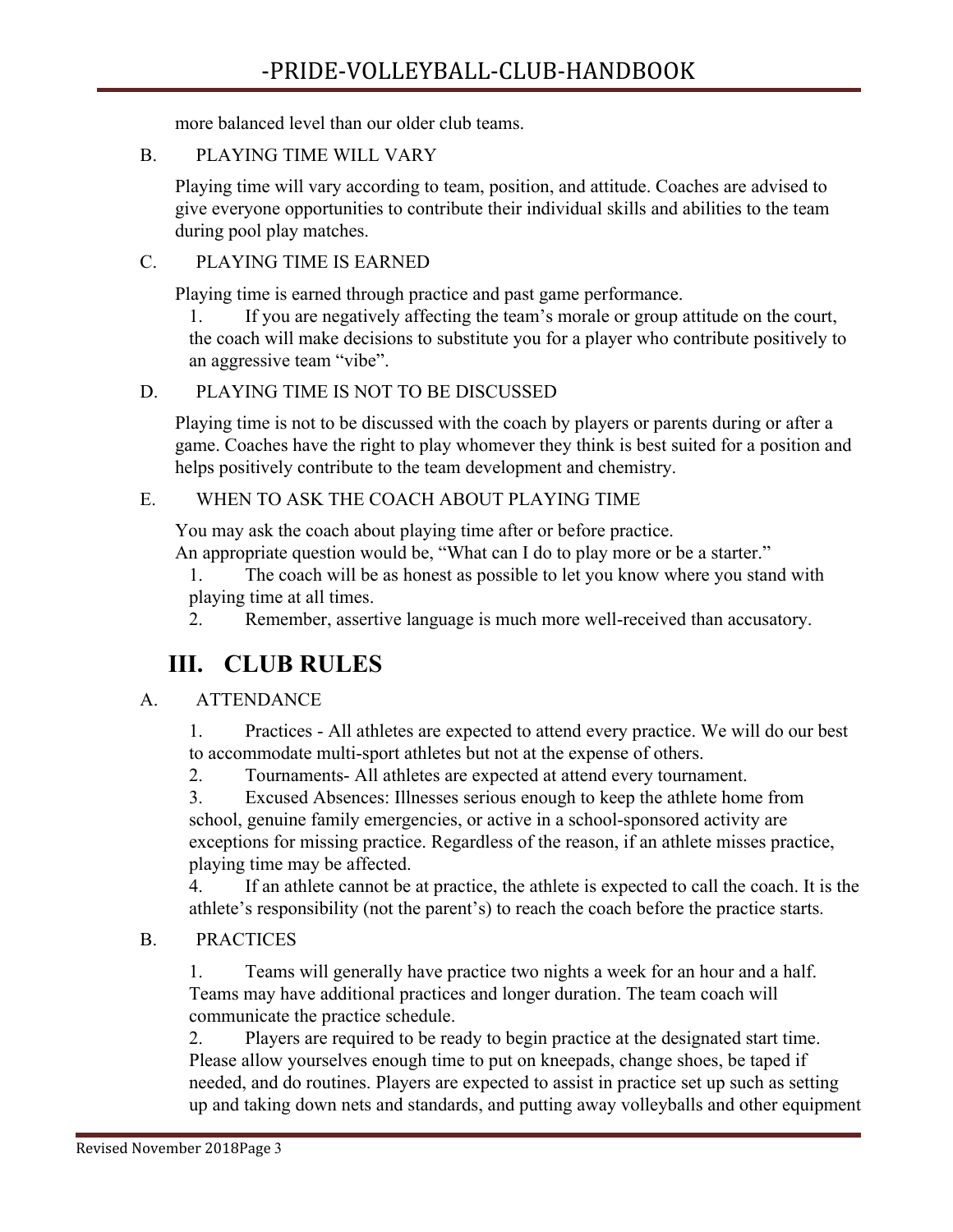more balanced level than our older club teams.

B. PLAYING TIME WILL VARY

Playing time will vary according to team, position, and attitude. Coaches are advised to give everyone opportunities to contribute their individual skills and abilities to the team during pool play matches.

C. PLAYING TIME IS EARNED

Playing time is earned through practice and past game performance.

1. If you are negatively affecting the team's morale or group attitude on the court, the coach will make decisions to substitute you for a player who contribute positively to an aggressive team "vibe".

D. PLAYING TIME IS NOT TO BE DISCUSSED

Playing time is not to be discussed with the coach by players or parents during or after a game. Coaches have the right to play whomever they think is best suited for a position and helps positively contribute to the team development and chemistry.

E. WHEN TO ASK THE COACH ABOUT PLAYING TIME

You may ask the coach about playing time after or before practice.
An appropriate question would be, "What can I do to play more or be a starter."

1. The coach will be as honest as possible to let you know where you stand with playing time at all times.
2. Remember, assertive language is much more well-received than accusatory.

# III. CLUB RULES

A. ATTENDANCE

1. Practices - All athletes are expected to attend every practice. We will do our best to accommodate multi-sport athletes but not at the expense of others.
2. Tournaments- All athletes are expected at attend every tournament.
3. Excused Absences: Illnesses serious enough to keep the athlete home from school, genuine family emergencies, or active in a school-sponsored activity are exceptions for missing practice. Regardless of the reason, if an athlete misses practice, playing time may be affected.
4. If an athlete cannot be at practice, the athlete is expected to call the coach. It is the athlete's responsibility (not the parent's) to reach the coach before the practice starts.

B. PRACTICES

1. Teams will generally have practice two nights a week for an hour and a half. Teams may have additional practices and longer duration. The team coach will communicate the practice schedule.
2. Players are required to be ready to begin practice at the designated start time. Please allow yourselves enough time to put on kneepads, change shoes, be taped if needed, and do routines. Players are expected to assist in practice set up such as setting up and taking down nets and standards, and putting away volleyballs and other equipment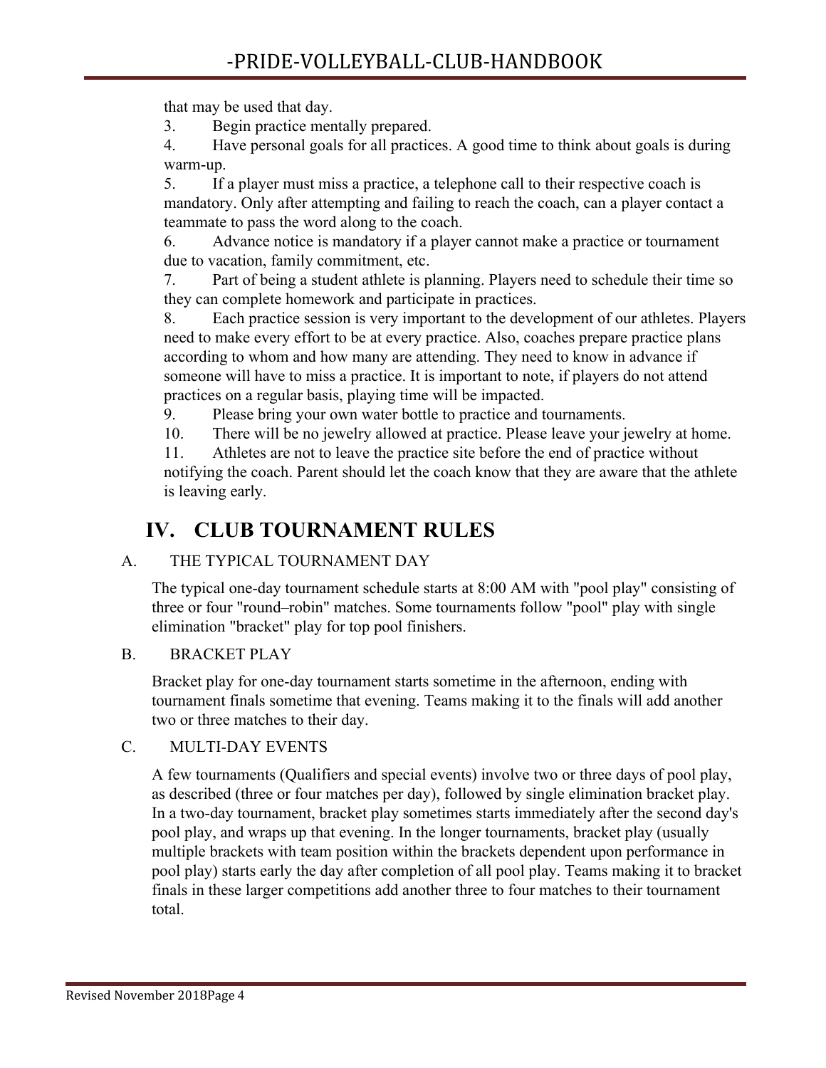that may be used that day.

3. Begin practice mentally prepared.
4. Have personal goals for all practices. A good time to think about goals is during warm-up.
5. If a player must miss a practice, a telephone call to their respective coach is mandatory. Only after attempting and failing to reach the coach, can a player contact a teammate to pass the word along to the coach.
6. Advance notice is mandatory if a player cannot make a practice or tournament due to vacation, family commitment, etc.
7. Part of being a student athlete is planning. Players need to schedule their time so they can complete homework and participate in practices.
8. Each practice session is very important to the development of our athletes. Players need to make every effort to be at every practice. Also, coaches prepare practice plans according to whom and how many are attending. They need to know in advance if someone will have to miss a practice. It is important to note, if players do not attend practices on a regular basis, playing time will be impacted.
9. Please bring your own water bottle to practice and tournaments.
10. There will be no jewelry allowed at practice. Please leave your jewelry at home.
11. Athletes are not to leave the practice site before the end of practice without notifying the coach. Parent should let the coach know that they are aware that the athlete is leaving early.

# IV. CLUB TOURNAMENT RULES

## A. THE TYPICAL TOURNAMENT DAY

The typical one-day tournament schedule starts at 8:00 AM with "pool play" consisting of three or four "round–robin" matches. Some tournaments follow "pool" play with single elimination "bracket" play for top pool finishers.

## B. BRACKET PLAY

Bracket play for one-day tournament starts sometime in the afternoon, ending with tournament finals sometime that evening. Teams making it to the finals will add another two or three matches to their day.

## C. MULTI-DAY EVENTS

A few tournaments (Qualifiers and special events) involve two or three days of pool play, as described (three or four matches per day), followed by single elimination bracket play. In a two-day tournament, bracket play sometimes starts immediately after the second day's pool play, and wraps up that evening. In the longer tournaments, bracket play (usually multiple brackets with team position within the brackets dependent upon performance in pool play) starts early the day after completion of all pool play. Teams making it to bracket finals in these larger competitions add another three to four matches to their tournament total.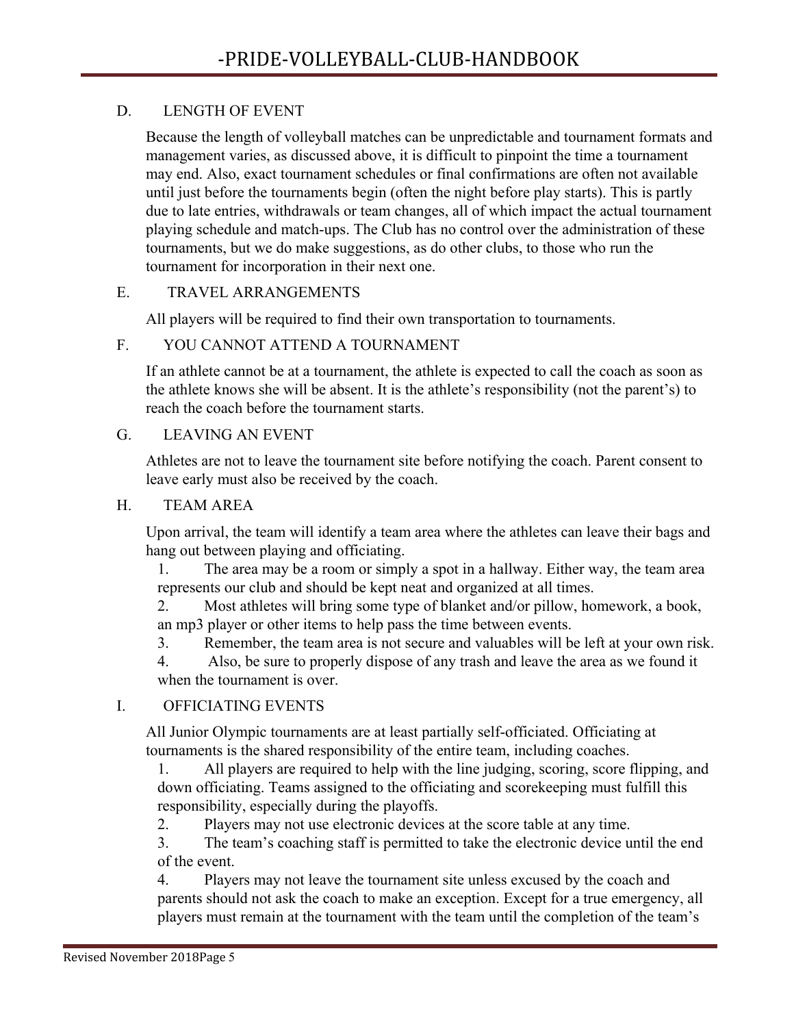### D. LENGTH OF EVENT

Because the length of volleyball matches can be unpredictable and tournament formats and management varies, as discussed above, it is difficult to pinpoint the time a tournament may end. Also, exact tournament schedules or final confirmations are often not available until just before the tournaments begin (often the night before play starts). This is partly due to late entries, withdrawals or team changes, all of which impact the actual tournament playing schedule and match-ups. The Club has no control over the administration of these tournaments, but we do make suggestions, as do other clubs, to those who run the tournament for incorporation in their next one.

### E. TRAVEL ARRANGEMENTS

All players will be required to find their own transportation to tournaments.

### F. YOU CANNOT ATTEND A TOURNAMENT

If an athlete cannot be at a tournament, the athlete is expected to call the coach as soon as the athlete knows she will be absent. It is the athlete's responsibility (not the parent's) to reach the coach before the tournament starts.

### G. LEAVING AN EVENT

Athletes are not to leave the tournament site before notifying the coach. Parent consent to leave early must also be received by the coach.

### H. TEAM AREA

Upon arrival, the team will identify a team area where the athletes can leave their bags and hang out between playing and officiating.

1. The area may be a room or simply a spot in a hallway. Either way, the team area represents our club and should be kept neat and organized at all times.
2. Most athletes will bring some type of blanket and/or pillow, homework, a book, an mp3 player or other items to help pass the time between events.
3. Remember, the team area is not secure and valuables will be left at your own risk.
4. Also, be sure to properly dispose of any trash and leave the area as we found it when the tournament is over.

### I. OFFICIATING EVENTS

All Junior Olympic tournaments are at least partially self-officiated. Officiating at tournaments is the shared responsibility of the entire team, including coaches.

1. All players are required to help with the line judging, scoring, score flipping, and down officiating. Teams assigned to the officiating and scorekeeping must fulfill this responsibility, especially during the playoffs.
2. Players may not use electronic devices at the score table at any time.
3. The team's coaching staff is permitted to take the electronic device until the end of the event.
4. Players may not leave the tournament site unless excused by the coach and parents should not ask the coach to make an exception. Except for a true emergency, all players must remain at the tournament with the team until the completion of the team's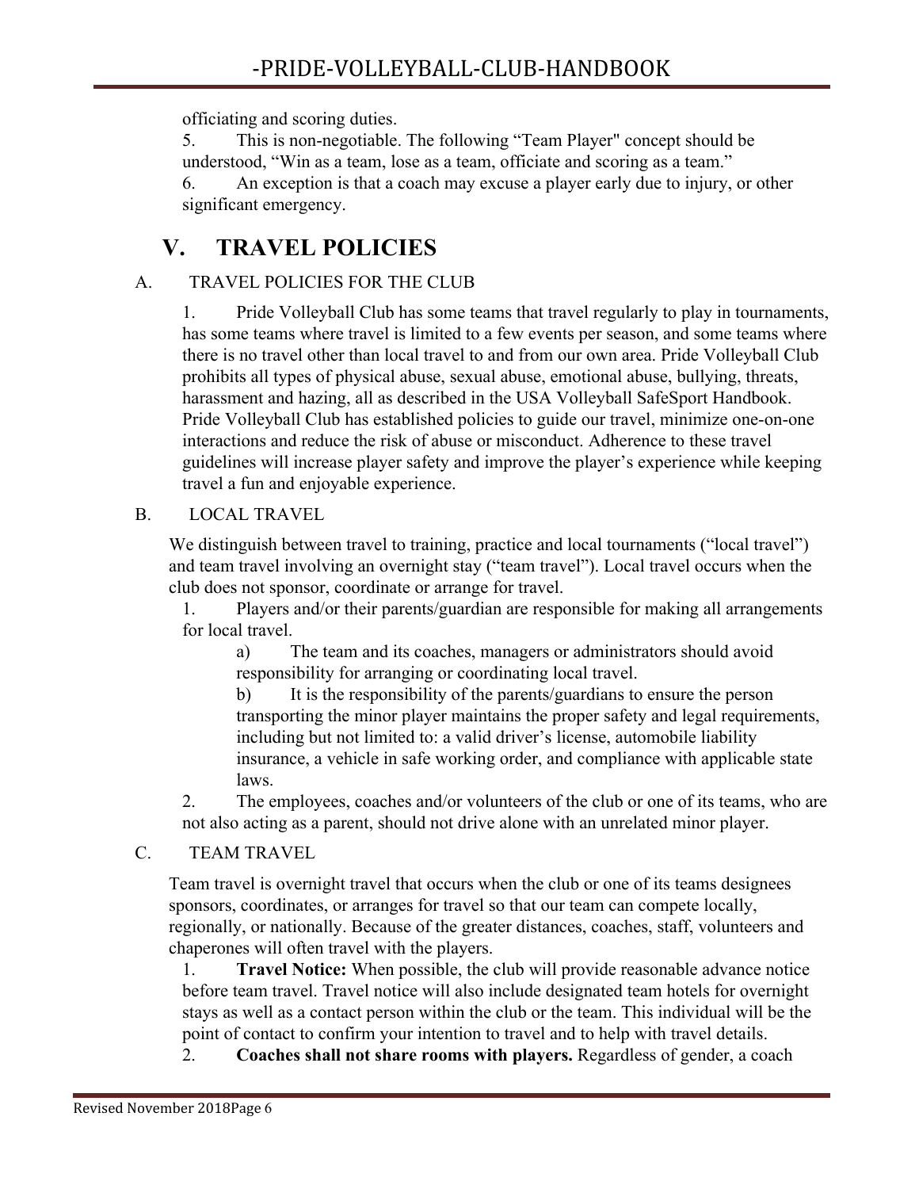officiating and scoring duties.

5. This is non-negotiable. The following “Team Player" concept should be understood, “Win as a team, lose as a team, officiate and scoring as a team.”

6. An exception is that a coach may excuse a player early due to injury, or other significant emergency.

# V. TRAVEL POLICIES

## A. TRAVEL POLICIES FOR THE CLUB

1. Pride Volleyball Club has some teams that travel regularly to play in tournaments, has some teams where travel is limited to a few events per season, and some teams where there is no travel other than local travel to and from our own area. Pride Volleyball Club prohibits all types of physical abuse, sexual abuse, emotional abuse, bullying, threats, harassment and hazing, all as described in the USA Volleyball SafeSport Handbook. Pride Volleyball Club has established policies to guide our travel, minimize one-on-one interactions and reduce the risk of abuse or misconduct. Adherence to these travel guidelines will increase player safety and improve the player’s experience while keeping travel a fun and enjoyable experience.

## B. LOCAL TRAVEL

We distinguish between travel to training, practice and local tournaments (“local travel”) and team travel involving an overnight stay (“team travel”). Local travel occurs when the club does not sponsor, coordinate or arrange for travel.

1. Players and/or their parents/guardian are responsible for making all arrangements for local travel.
   - a) The team and its coaches, managers or administrators should avoid responsibility for arranging or coordinating local travel.
   - b) It is the responsibility of the parents/guardians to ensure the person transporting the minor player maintains the proper safety and legal requirements, including but not limited to: a valid driver’s license, automobile liability insurance, a vehicle in safe working order, and compliance with applicable state laws.

2. The employees, coaches and/or volunteers of the club or one of its teams, who are not also acting as a parent, should not drive alone with an unrelated minor player.

## C. TEAM TRAVEL

Team travel is overnight travel that occurs when the club or one of its teams designees sponsors, coordinates, or arranges for travel so that our team can compete locally, regionally, or nationally. Because of the greater distances, coaches, staff, volunteers and chaperones will often travel with the players.

1. **Travel Notice:** When possible, the club will provide reasonable advance notice before team travel. Travel notice will also include designated team hotels for overnight stays as well as a contact person within the club or the team. This individual will be the point of contact to confirm your intention to travel and to help with travel details.

2. **Coaches shall not share rooms with players.** Regardless of gender, a coach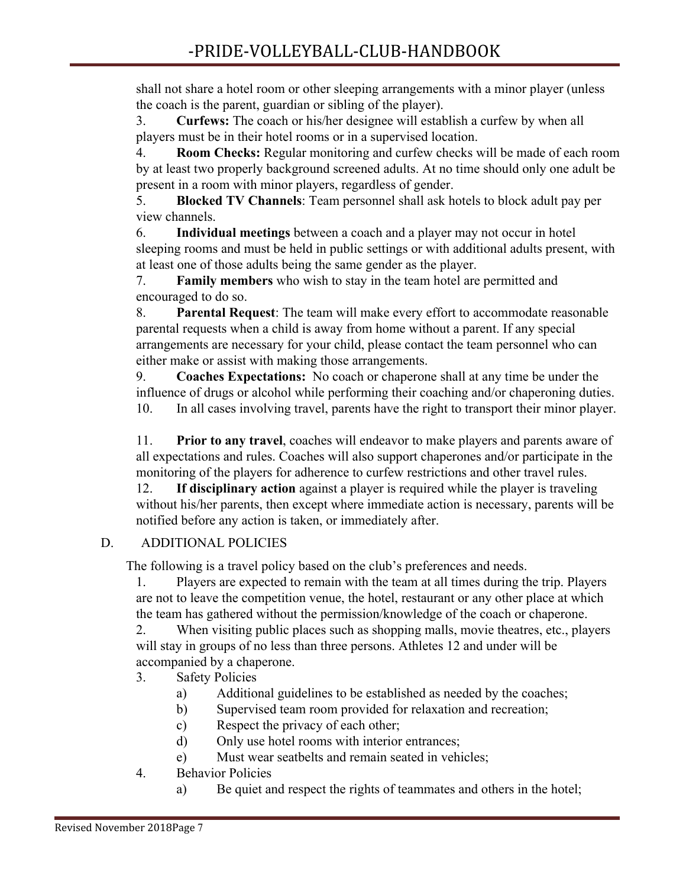shall not share a hotel room or other sleeping arrangements with a minor player (unless the coach is the parent, guardian or sibling of the player).

3. **Curfews:** The coach or his/her designee will establish a curfew by when all players must be in their hotel rooms or in a supervised location.

4. **Room Checks:** Regular monitoring and curfew checks will be made of each room by at least two properly background screened adults. At no time should only one adult be present in a room with minor players, regardless of gender.

5. **Blocked TV Channels**: Team personnel shall ask hotels to block adult pay per view channels.

6. **Individual meetings** between a coach and a player may not occur in hotel sleeping rooms and must be held in public settings or with additional adults present, with at least one of those adults being the same gender as the player.

7. **Family members** who wish to stay in the team hotel are permitted and encouraged to do so.

8. **Parental Request**: The team will make every effort to accommodate reasonable parental requests when a child is away from home without a parent. If any special arrangements are necessary for your child, please contact the team personnel who can either make or assist with making those arrangements.

9. **Coaches Expectations:** No coach or chaperone shall at any time be under the influence of drugs or alcohol while performing their coaching and/or chaperoning duties.

10. In all cases involving travel, parents have the right to transport their minor player.

11. **Prior to any travel**, coaches will endeavor to make players and parents aware of all expectations and rules. Coaches will also support chaperones and/or participate in the monitoring of the players for adherence to curfew restrictions and other travel rules.

12. **If disciplinary action** against a player is required while the player is traveling without his/her parents, then except where immediate action is necessary, parents will be notified before any action is taken, or immediately after.

D. ADDITIONAL POLICIES

The following is a travel policy based on the club's preferences and needs.

1. Players are expected to remain with the team at all times during the trip. Players are not to leave the competition venue, the hotel, restaurant or any other place at which the team has gathered without the permission/knowledge of the coach or chaperone.

2. When visiting public places such as shopping malls, movie theatres, etc., players will stay in groups of no less than three persons. Athletes 12 and under will be accompanied by a chaperone.

3. Safety Policies
   - a) Additional guidelines to be established as needed by the coaches;
   - b) Supervised team room provided for relaxation and recreation;
   - c) Respect the privacy of each other;
   - d) Only use hotel rooms with interior entrances;
   - e) Must wear seatbelts and remain seated in vehicles;

4. Behavior Policies
   - a) Be quiet and respect the rights of teammates and others in the hotel;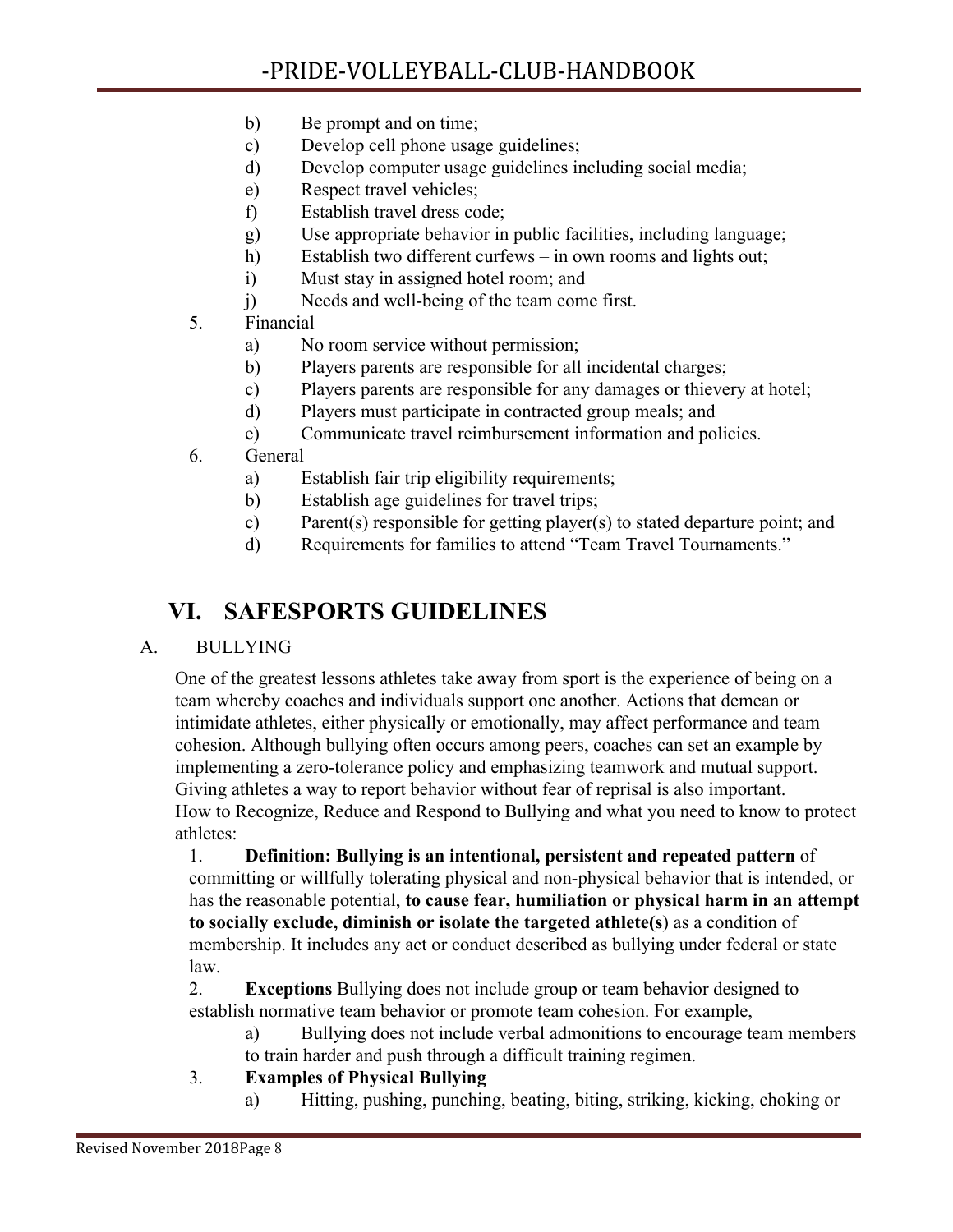b) Be prompt and on time;
c) Develop cell phone usage guidelines;
d) Develop computer usage guidelines including social media;
e) Respect travel vehicles;
f) Establish travel dress code;
g) Use appropriate behavior in public facilities, including language;
h) Establish two different curfews – in own rooms and lights out;
i) Must stay in assigned hotel room; and
j) Needs and well-being of the team come first.

5. Financial
   a) No room service without permission;
   b) Players parents are responsible for all incidental charges;
   c) Players parents are responsible for any damages or thievery at hotel;
   d) Players must participate in contracted group meals; and
   e) Communicate travel reimbursement information and policies.
6. General
   a) Establish fair trip eligibility requirements;
   b) Establish age guidelines for travel trips;
   c) Parent(s) responsible for getting player(s) to stated departure point; and
   d) Requirements for families to attend "Team Travel Tournaments."

# VI. SAFESPORTS GUIDELINES

## A. BULLYING

One of the greatest lessons athletes take away from sport is the experience of being on a team whereby coaches and individuals support one another. Actions that demean or intimidate athletes, either physically or emotionally, may affect performance and team cohesion. Although bullying often occurs among peers, coaches can set an example by implementing a zero-tolerance policy and emphasizing teamwork and mutual support. Giving athletes a way to report behavior without fear of reprisal is also important.
How to Recognize, Reduce and Respond to Bullying and what you need to know to protect athletes:

1. **Definition: Bullying is an intentional, persistent and repeated pattern** of committing or willfully tolerating physical and non-physical behavior that is intended, or has the reasonable potential, **to cause fear, humiliation or physical harm in an attempt to socially exclude, diminish or isolate the targeted athlete(s**) as a condition of membership. It includes any act or conduct described as bullying under federal or state law.
2. **Exceptions** Bullying does not include group or team behavior designed to establish normative team behavior or promote team cohesion. For example,
   a) Bullying does not include verbal admonitions to encourage team members to train harder and push through a difficult training regimen.
3. **Examples of Physical Bullying**
   a) Hitting, pushing, punching, beating, biting, striking, kicking, choking or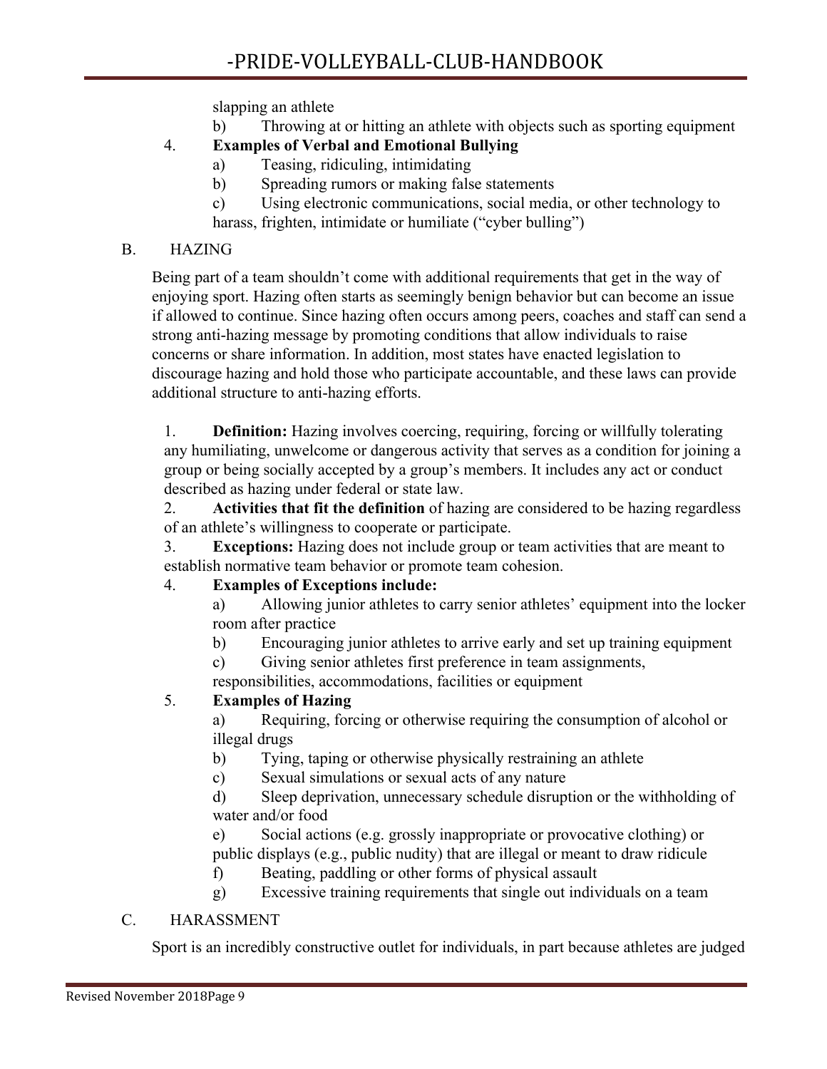slapping an athlete

b) Throwing at or hitting an athlete with objects such as sporting equipment

4. **Examples of Verbal and Emotional Bullying**
   - a) Teasing, ridiculing, intimidating
   - b) Spreading rumors or making false statements
   - c) Using electronic communications, social media, or other technology to harass, frighten, intimidate or humiliate ("cyber bulling")

## B. HAZING

Being part of a team shouldn't come with additional requirements that get in the way of enjoying sport. Hazing often starts as seemingly benign behavior but can become an issue if allowed to continue. Since hazing often occurs among peers, coaches and staff can send a strong anti-hazing message by promoting conditions that allow individuals to raise concerns or share information. In addition, most states have enacted legislation to discourage hazing and hold those who participate accountable, and these laws can provide additional structure to anti-hazing efforts.

1. **Definition:** Hazing involves coercing, requiring, forcing or willfully tolerating any humiliating, unwelcome or dangerous activity that serves as a condition for joining a group or being socially accepted by a group's members. It includes any act or conduct described as hazing under federal or state law.
2. **Activities that fit the definition** of hazing are considered to be hazing regardless of an athlete's willingness to cooperate or participate.
3. **Exceptions:** Hazing does not include group or team activities that are meant to establish normative team behavior or promote team cohesion.
4. **Examples of Exceptions include:**
   - a) Allowing junior athletes to carry senior athletes' equipment into the locker room after practice
   - b) Encouraging junior athletes to arrive early and set up training equipment
   - c) Giving senior athletes first preference in team assignments, responsibilities, accommodations, facilities or equipment
5. **Examples of Hazing**
   - a) Requiring, forcing or otherwise requiring the consumption of alcohol or illegal drugs
   - b) Tying, taping or otherwise physically restraining an athlete
   - c) Sexual simulations or sexual acts of any nature
   - d) Sleep deprivation, unnecessary schedule disruption or the withholding of water and/or food
   - e) Social actions (e.g. grossly inappropriate or provocative clothing) or public displays (e.g., public nudity) that are illegal or meant to draw ridicule
   - f) Beating, paddling or other forms of physical assault
   - g) Excessive training requirements that single out individuals on a team

## C. HARASSMENT

Sport is an incredibly constructive outlet for individuals, in part because athletes are judged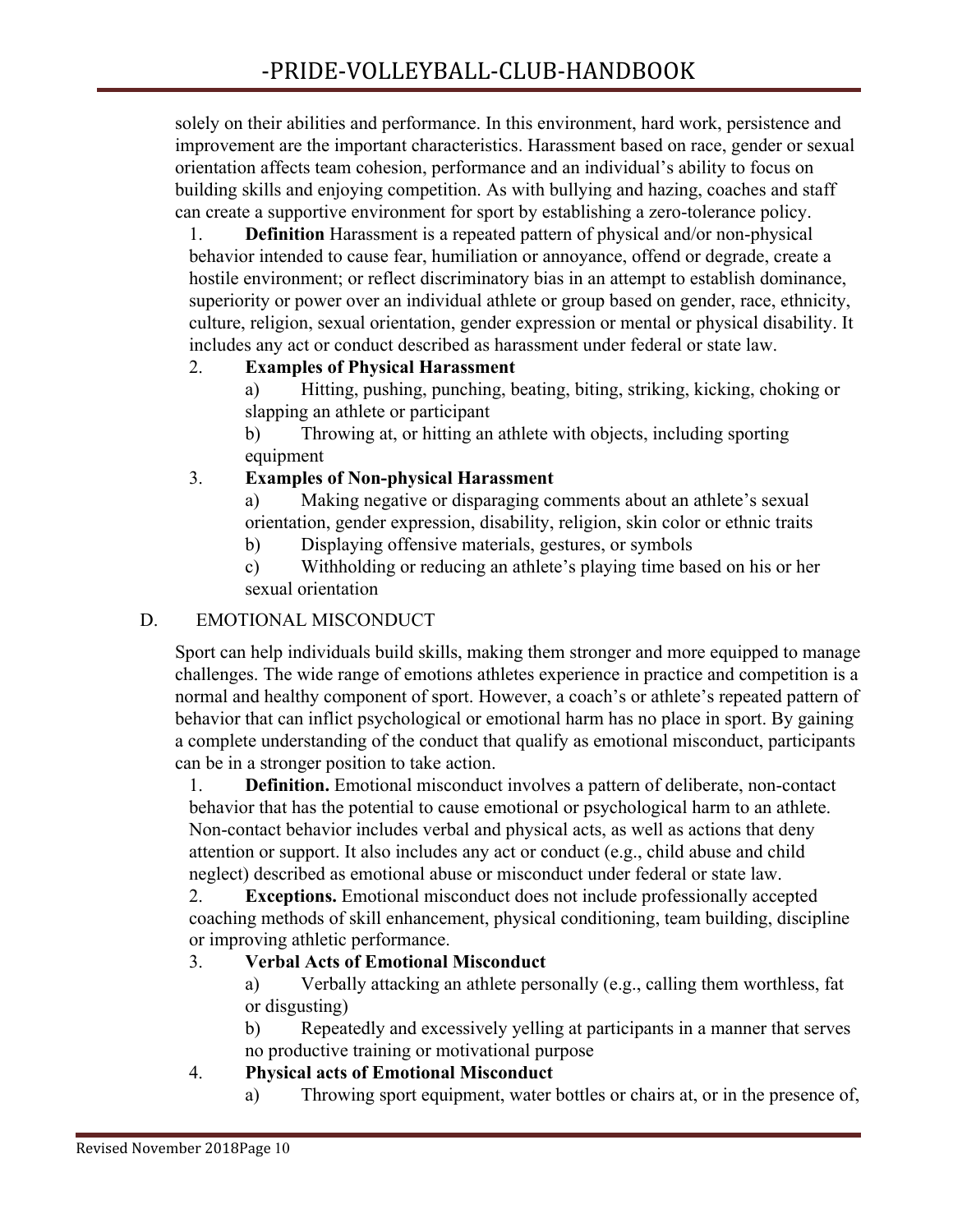solely on their abilities and performance. In this environment, hard work, persistence and improvement are the important characteristics. Harassment based on race, gender or sexual orientation affects team cohesion, performance and an individual's ability to focus on building skills and enjoying competition. As with bullying and hazing, coaches and staff can create a supportive environment for sport by establishing a zero-tolerance policy.

1. **Definition** Harassment is a repeated pattern of physical and/or non-physical behavior intended to cause fear, humiliation or annoyance, offend or degrade, create a hostile environment; or reflect discriminatory bias in an attempt to establish dominance, superiority or power over an individual athlete or group based on gender, race, ethnicity, culture, religion, sexual orientation, gender expression or mental or physical disability. It includes any act or conduct described as harassment under federal or state law.
2. **Examples of Physical Harassment**
   a) Hitting, pushing, punching, beating, biting, striking, kicking, choking or slapping an athlete or participant
   b) Throwing at, or hitting an athlete with objects, including sporting equipment
3. **Examples of Non-physical Harassment**
   a) Making negative or disparaging comments about an athlete's sexual orientation, gender expression, disability, religion, skin color or ethnic traits
   b) Displaying offensive materials, gestures, or symbols
   c) Withholding or reducing an athlete's playing time based on his or her sexual orientation

D. EMOTIONAL MISCONDUCT

Sport can help individuals build skills, making them stronger and more equipped to manage challenges. The wide range of emotions athletes experience in practice and competition is a normal and healthy component of sport. However, a coach's or athlete's repeated pattern of behavior that can inflict psychological or emotional harm has no place in sport. By gaining a complete understanding of the conduct that qualify as emotional misconduct, participants can be in a stronger position to take action.

1. **Definition.** Emotional misconduct involves a pattern of deliberate, non-contact behavior that has the potential to cause emotional or psychological harm to an athlete. Non-contact behavior includes verbal and physical acts, as well as actions that deny attention or support. It also includes any act or conduct (e.g., child abuse and child neglect) described as emotional abuse or misconduct under federal or state law.
2. **Exceptions.** Emotional misconduct does not include professionally accepted coaching methods of skill enhancement, physical conditioning, team building, discipline or improving athletic performance.
3. **Verbal Acts of Emotional Misconduct**
   a) Verbally attacking an athlete personally (e.g., calling them worthless, fat or disgusting)
   b) Repeatedly and excessively yelling at participants in a manner that serves no productive training or motivational purpose
4. **Physical acts of Emotional Misconduct**
   a) Throwing sport equipment, water bottles or chairs at, or in the presence of,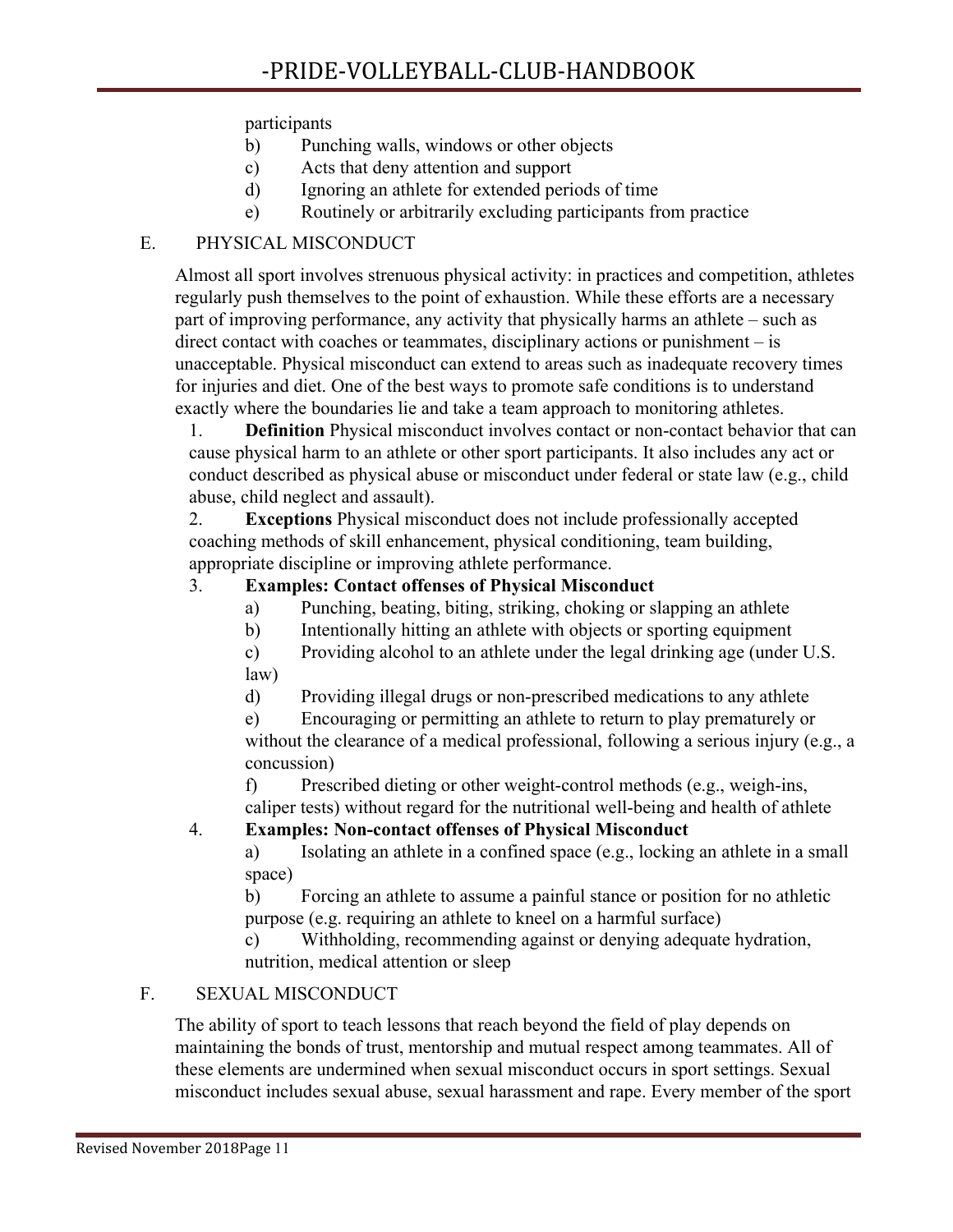participants

b) Punching walls, windows or other objects

c) Acts that deny attention and support

d) Ignoring an athlete for extended periods of time

e) Routinely or arbitrarily excluding participants from practice

## E. PHYSICAL MISCONDUCT

Almost all sport involves strenuous physical activity: in practices and competition, athletes regularly push themselves to the point of exhaustion. While these efforts are a necessary part of improving performance, any activity that physically harms an athlete – such as direct contact with coaches or teammates, disciplinary actions or punishment – is unacceptable. Physical misconduct can extend to areas such as inadequate recovery times for injuries and diet. One of the best ways to promote safe conditions is to understand exactly where the boundaries lie and take a team approach to monitoring athletes.

1. **Definition** Physical misconduct involves contact or non-contact behavior that can cause physical harm to an athlete or other sport participants. It also includes any act or conduct described as physical abuse or misconduct under federal or state law (e.g., child abuse, child neglect and assault).

2. **Exceptions** Physical misconduct does not include professionally accepted coaching methods of skill enhancement, physical conditioning, team building, appropriate discipline or improving athlete performance.

3. **Examples: Contact offenses of Physical Misconduct**

   a) Punching, beating, biting, striking, choking or slapping an athlete

   b) Intentionally hitting an athlete with objects or sporting equipment

   c) Providing alcohol to an athlete under the legal drinking age (under U.S. law)

   d) Providing illegal drugs or non-prescribed medications to any athlete

   e) Encouraging or permitting an athlete to return to play prematurely or without the clearance of a medical professional, following a serious injury (e.g., a concussion)

   f) Prescribed dieting or other weight-control methods (e.g., weigh-ins, caliper tests) without regard for the nutritional well-being and health of athlete

4. **Examples: Non-contact offenses of Physical Misconduct**

   a) Isolating an athlete in a confined space (e.g., locking an athlete in a small space)

   b) Forcing an athlete to assume a painful stance or position for no athletic purpose (e.g. requiring an athlete to kneel on a harmful surface)

   c) Withholding, recommending against or denying adequate hydration, nutrition, medical attention or sleep

## F. SEXUAL MISCONDUCT

The ability of sport to teach lessons that reach beyond the field of play depends on maintaining the bonds of trust, mentorship and mutual respect among teammates. All of these elements are undermined when sexual misconduct occurs in sport settings. Sexual misconduct includes sexual abuse, sexual harassment and rape. Every member of the sport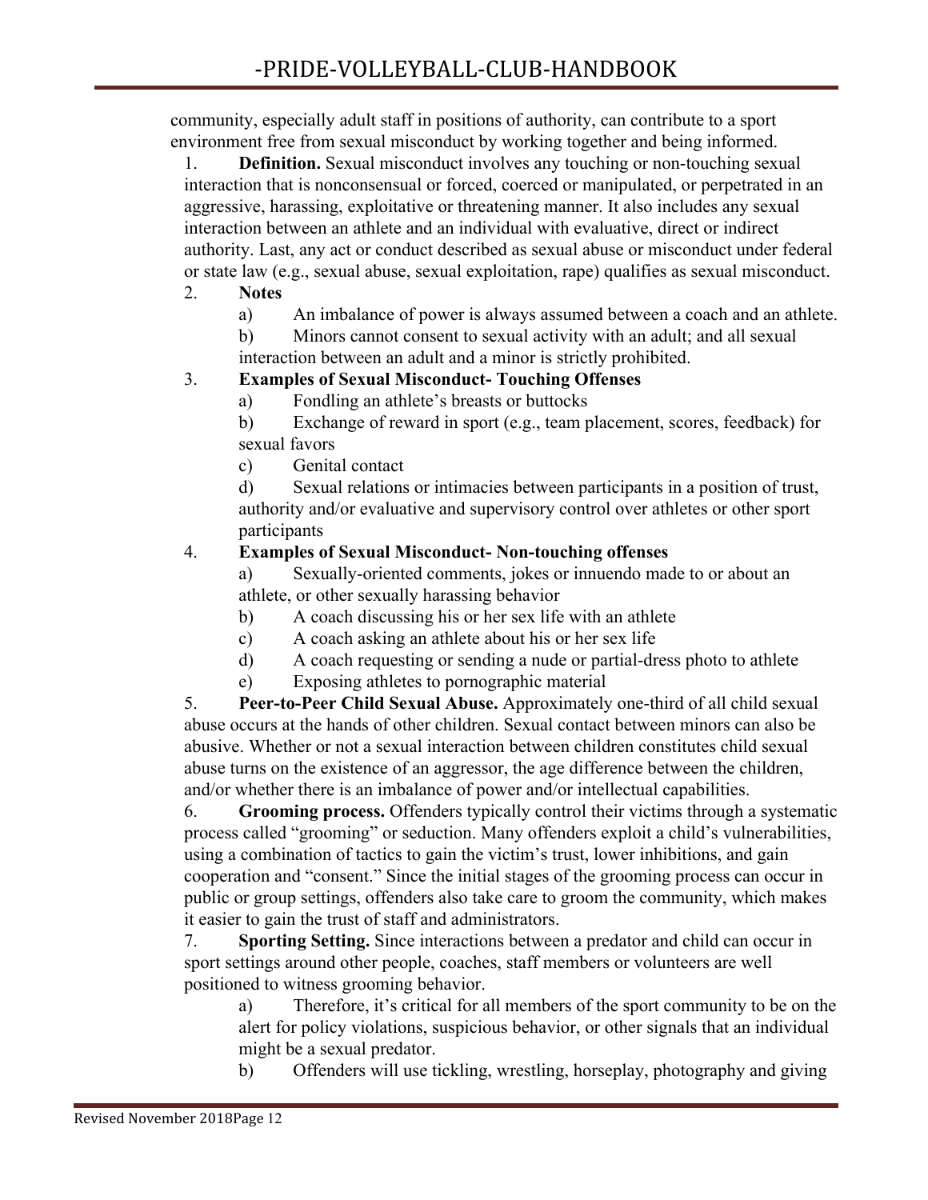community, especially adult staff in positions of authority, can contribute to a sport environment free from sexual misconduct by working together and being informed.

1. **Definition.** Sexual misconduct involves any touching or non-touching sexual interaction that is nonconsensual or forced, coerced or manipulated, or perpetrated in an aggressive, harassing, exploitative or threatening manner. It also includes any sexual interaction between an athlete and an individual with evaluative, direct or indirect authority. Last, any act or conduct described as sexual abuse or misconduct under federal or state law (e.g., sexual abuse, sexual exploitation, rape) qualifies as sexual misconduct.
2. **Notes**
   a) An imbalance of power is always assumed between a coach and an athlete.
   b) Minors cannot consent to sexual activity with an adult; and all sexual interaction between an adult and a minor is strictly prohibited.
3. **Examples of Sexual Misconduct- Touching Offenses**
   a) Fondling an athlete's breasts or buttocks
   b) Exchange of reward in sport (e.g., team placement, scores, feedback) for sexual favors
   c) Genital contact
   d) Sexual relations or intimacies between participants in a position of trust, authority and/or evaluative and supervisory control over athletes or other sport participants
4. **Examples of Sexual Misconduct- Non-touching offenses**
   a) Sexually-oriented comments, jokes or innuendo made to or about an athlete, or other sexually harassing behavior
   b) A coach discussing his or her sex life with an athlete
   c) A coach asking an athlete about his or her sex life
   d) A coach requesting or sending a nude or partial-dress photo to athlete
   e) Exposing athletes to pornographic material
5. **Peer-to-Peer Child Sexual Abuse.** Approximately one-third of all child sexual abuse occurs at the hands of other children. Sexual contact between minors can also be abusive. Whether or not a sexual interaction between children constitutes child sexual abuse turns on the existence of an aggressor, the age difference between the children, and/or whether there is an imbalance of power and/or intellectual capabilities.
6. **Grooming process.** Offenders typically control their victims through a systematic process called "grooming" or seduction. Many offenders exploit a child's vulnerabilities, using a combination of tactics to gain the victim's trust, lower inhibitions, and gain cooperation and "consent." Since the initial stages of the grooming process can occur in public or group settings, offenders also take care to groom the community, which makes it easier to gain the trust of staff and administrators.
7. **Sporting Setting.** Since interactions between a predator and child can occur in sport settings around other people, coaches, staff members or volunteers are well positioned to witness grooming behavior.
   a) Therefore, it's critical for all members of the sport community to be on the alert for policy violations, suspicious behavior, or other signals that an individual might be a sexual predator.
   b) Offenders will use tickling, wrestling, horseplay, photography and giving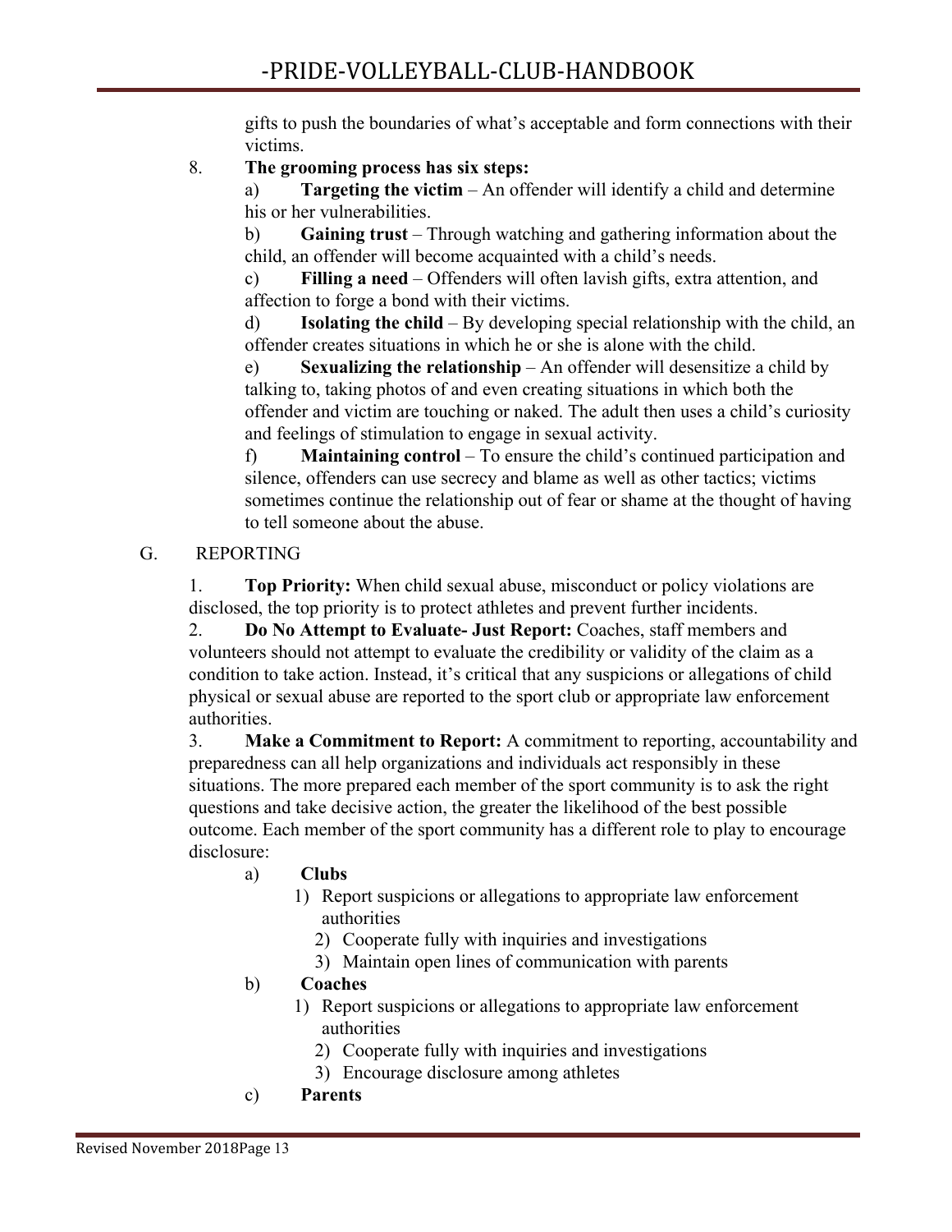gifts to push the boundaries of what's acceptable and form connections with their victims.

8. **The grooming process has six steps:**

   a) **Targeting the victim** – An offender will identify a child and determine his or her vulnerabilities.

   b) **Gaining trust** – Through watching and gathering information about the child, an offender will become acquainted with a child's needs.

   c) **Filling a need** – Offenders will often lavish gifts, extra attention, and affection to forge a bond with their victims.

   d) **Isolating the child** – By developing special relationship with the child, an offender creates situations in which he or she is alone with the child.

   e) **Sexualizing the relationship** – An offender will desensitize a child by talking to, taking photos of and even creating situations in which both the offender and victim are touching or naked. The adult then uses a child's curiosity and feelings of stimulation to engage in sexual activity.

   f) **Maintaining control** – To ensure the child's continued participation and silence, offenders can use secrecy and blame as well as other tactics; victims sometimes continue the relationship out of fear or shame at the thought of having to tell someone about the abuse.

## G. REPORTING

1. **Top Priority:** When child sexual abuse, misconduct or policy violations are disclosed, the top priority is to protect athletes and prevent further incidents.

2. **Do No Attempt to Evaluate- Just Report:** Coaches, staff members and volunteers should not attempt to evaluate the credibility or validity of the claim as a condition to take action. Instead, it's critical that any suspicions or allegations of child physical or sexual abuse are reported to the sport club or appropriate law enforcement authorities.

3. **Make a Commitment to Report:** A commitment to reporting, accountability and preparedness can all help organizations and individuals act responsibly in these situations. The more prepared each member of the sport community is to ask the right questions and take decisive action, the greater the likelihood of the best possible outcome. Each member of the sport community has a different role to play to encourage disclosure:

   a) **Clubs**
      1) Report suspicions or allegations to appropriate law enforcement authorities
      2) Cooperate fully with inquiries and investigations
      3) Maintain open lines of communication with parents

   b) **Coaches**
      1) Report suspicions or allegations to appropriate law enforcement authorities
      2) Cooperate fully with inquiries and investigations
      3) Encourage disclosure among athletes

   c) **Parents**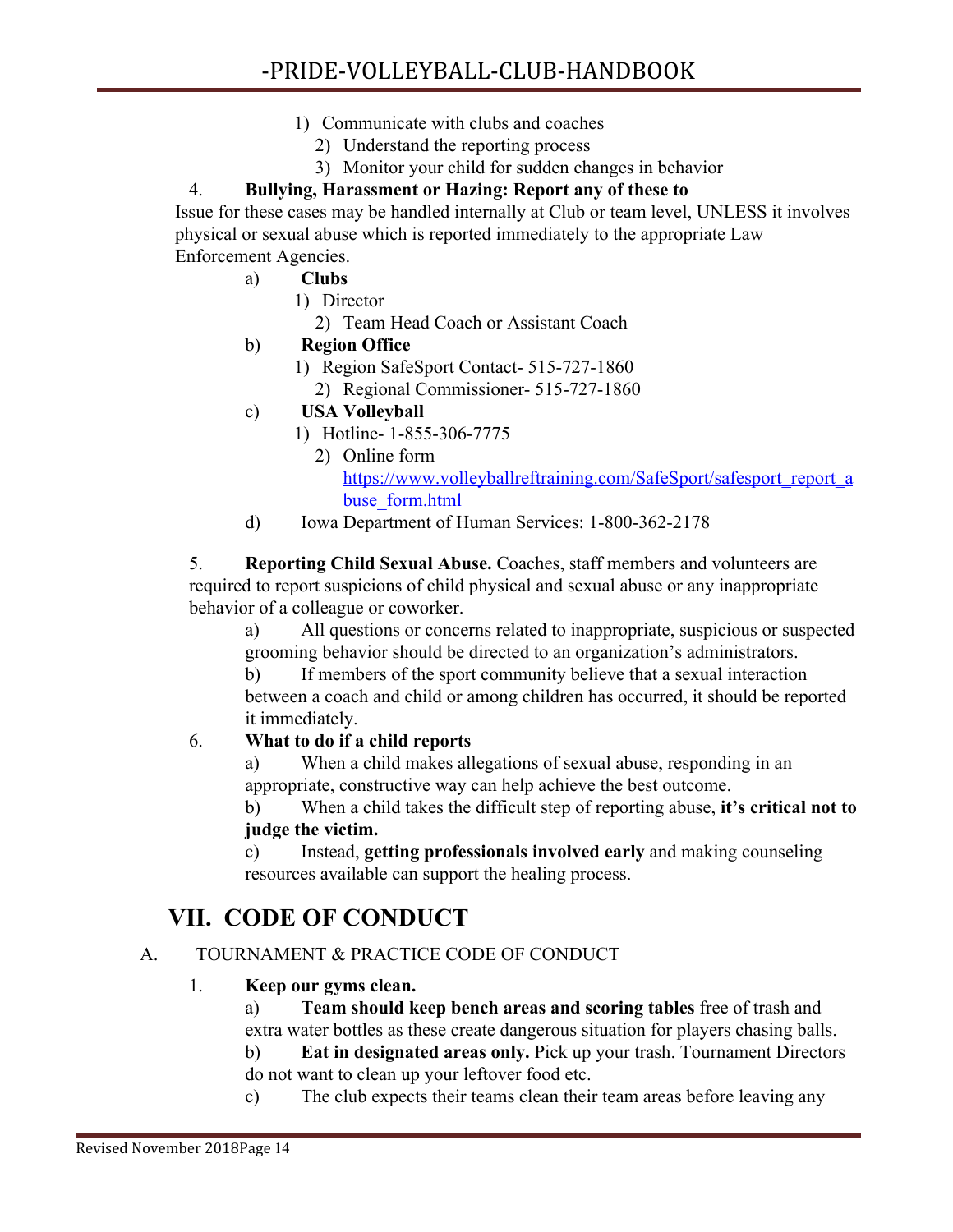1) Communicate with clubs and coaches
2) Understand the reporting process
3) Monitor your child for sudden changes in behavior

4. **Bullying, Harassment or Hazing: Report any of these to**

Issue for these cases may be handled internally at Club or team level, UNLESS it involves physical or sexual abuse which is reported immediately to the appropriate Law Enforcement Agencies.

a) **Clubs**
   1) Director
   2) Team Head Coach or Assistant Coach

b) **Region Office**
   1) Region SafeSport Contact- 515-727-1860
   2) Regional Commissioner- 515-727-1860

c) **USA Volleyball**
   1) Hotline- 1-855-306-7775
   2) Online form [https://www.volleyballreftraining.com/SafeSport/safesport_report_abuse_form.html](https://www.volleyballreftraining.com/SafeSport/safesport_report_abuse_form.html)

d) Iowa Department of Human Services: 1-800-362-2178

5. **Reporting Child Sexual Abuse.** Coaches, staff members and volunteers are required to report suspicions of child physical and sexual abuse or any inappropriate behavior of a colleague or coworker.

a) All questions or concerns related to inappropriate, suspicious or suspected grooming behavior should be directed to an organization's administrators.

b) If members of the sport community believe that a sexual interaction between a coach and child or among children has occurred, it should be reported it immediately.

6. **What to do if a child reports**

a) When a child makes allegations of sexual abuse, responding in an appropriate, constructive way can help achieve the best outcome.

b) When a child takes the difficult step of reporting abuse, **it's critical not to judge the victim.**

c) Instead, **getting professionals involved early** and making counseling resources available can support the healing process.

# VII. CODE OF CONDUCT

## A. TOURNAMENT & PRACTICE CODE OF CONDUCT

1. **Keep our gyms clean.**

a) **Team should keep bench areas and scoring tables** free of trash and extra water bottles as these create dangerous situation for players chasing balls.

b) **Eat in designated areas only.** Pick up your trash. Tournament Directors do not want to clean up your leftover food etc.

c) The club expects their teams clean their team areas before leaving any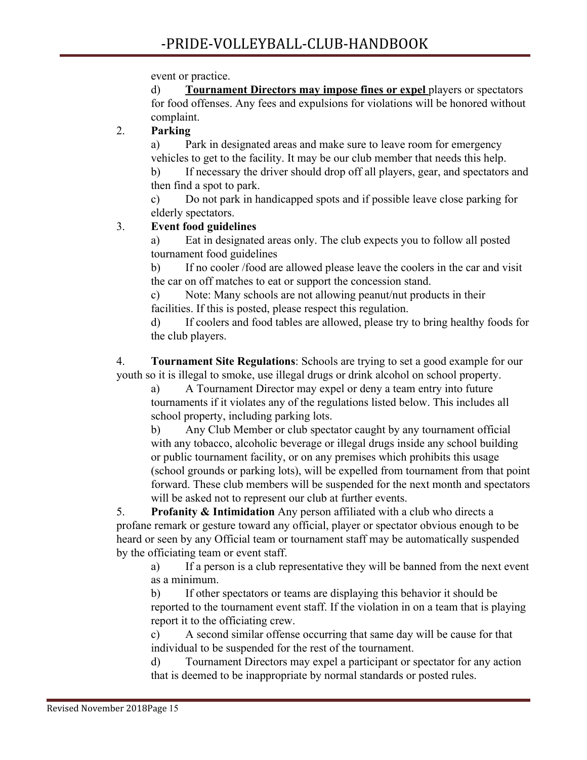event or practice.

d) **<u>Tournament Directors may impose fines or expel</u>** players or spectators for food offenses. Any fees and expulsions for violations will be honored without complaint.

2. **Parking**

a) Park in designated areas and make sure to leave room for emergency vehicles to get to the facility. It may be our club member that needs this help.

b) If necessary the driver should drop off all players, gear, and spectators and then find a spot to park.

c) Do not park in handicapped spots and if possible leave close parking for elderly spectators.

3. **Event food guidelines**

a) Eat in designated areas only. The club expects you to follow all posted tournament food guidelines

b) If no cooler /food are allowed please leave the coolers in the car and visit the car on off matches to eat or support the concession stand.

c) Note: Many schools are not allowing peanut/nut products in their facilities. If this is posted, please respect this regulation.

d) If coolers and food tables are allowed, please try to bring healthy foods for the club players.

4. **Tournament Site Regulations**: Schools are trying to set a good example for our youth so it is illegal to smoke, use illegal drugs or drink alcohol on school property.

a) A Tournament Director may expel or deny a team entry into future tournaments if it violates any of the regulations listed below. This includes all school property, including parking lots.

b) Any Club Member or club spectator caught by any tournament official with any tobacco, alcoholic beverage or illegal drugs inside any school building or public tournament facility, or on any premises which prohibits this usage (school grounds or parking lots), will be expelled from tournament from that point forward. These club members will be suspended for the next month and spectators will be asked not to represent our club at further events.

5. **Profanity & Intimidation** Any person affiliated with a club who directs a profane remark or gesture toward any official, player or spectator obvious enough to be heard or seen by any Official team or tournament staff may be automatically suspended by the officiating team or event staff.

a) If a person is a club representative they will be banned from the next event as a minimum.

b) If other spectators or teams are displaying this behavior it should be reported to the tournament event staff. If the violation in on a team that is playing report it to the officiating crew.

c) A second similar offense occurring that same day will be cause for that individual to be suspended for the rest of the tournament.

d) Tournament Directors may expel a participant or spectator for any action that is deemed to be inappropriate by normal standards or posted rules.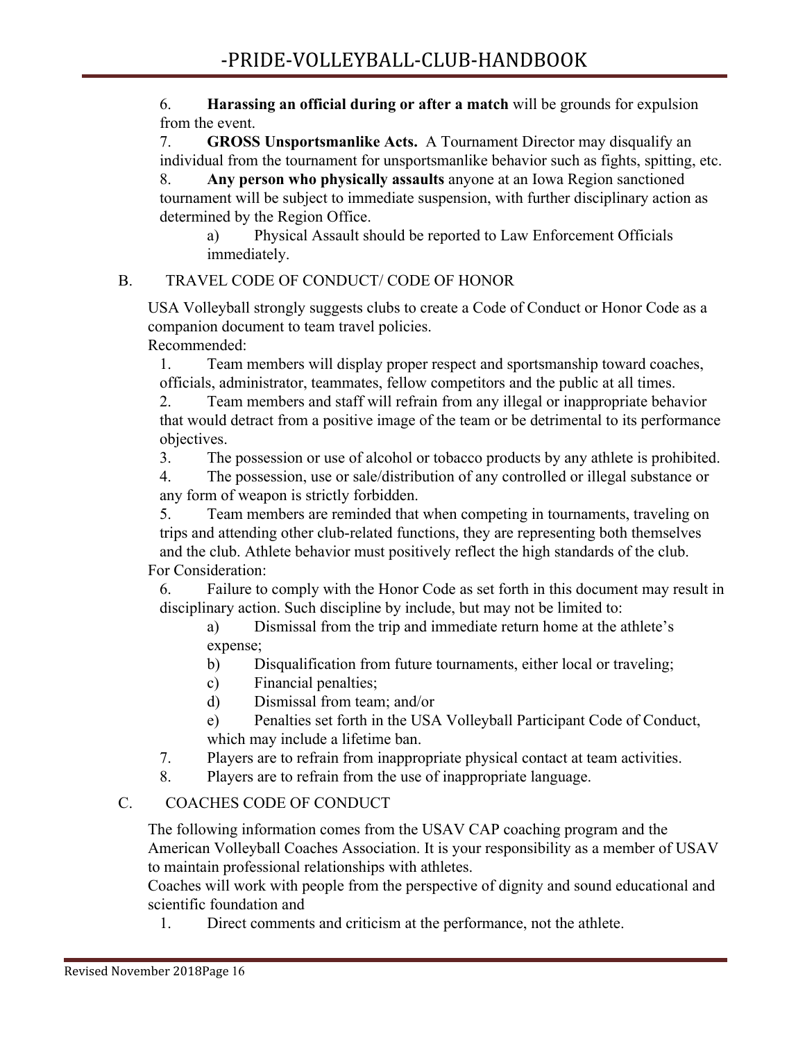6. **Harassing an official during or after a match** will be grounds for expulsion from the event.
7. **GROSS Unsportsmanlike Acts.** A Tournament Director may disqualify an individual from the tournament for unsportsmanlike behavior such as fights, spitting, etc.
8. **Any person who physically assaults** anyone at an Iowa Region sanctioned tournament will be subject to immediate suspension, with further disciplinary action as determined by the Region Office.
   a) Physical Assault should be reported to Law Enforcement Officials immediately.

## B. TRAVEL CODE OF CONDUCT/ CODE OF HONOR

USA Volleyball strongly suggests clubs to create a Code of Conduct or Honor Code as a companion document to team travel policies.

Recommended:

1. Team members will display proper respect and sportsmanship toward coaches, officials, administrator, teammates, fellow competitors and the public at all times.
2. Team members and staff will refrain from any illegal or inappropriate behavior that would detract from a positive image of the team or be detrimental to its performance objectives.
3. The possession or use of alcohol or tobacco products by any athlete is prohibited.
4. The possession, use or sale/distribution of any controlled or illegal substance or any form of weapon is strictly forbidden.
5. Team members are reminded that when competing in tournaments, traveling on trips and attending other club-related functions, they are representing both themselves and the club. Athlete behavior must positively reflect the high standards of the club.

For Consideration:

6. Failure to comply with the Honor Code as set forth in this document may result in disciplinary action. Such discipline by include, but may not be limited to:
   a) Dismissal from the trip and immediate return home at the athlete's expense;
   b) Disqualification from future tournaments, either local or traveling;
   c) Financial penalties;
   d) Dismissal from team; and/or
   e) Penalties set forth in the USA Volleyball Participant Code of Conduct, which may include a lifetime ban.
7. Players are to refrain from inappropriate physical contact at team activities.
8. Players are to refrain from the use of inappropriate language.

## C. COACHES CODE OF CONDUCT

The following information comes from the USAV CAP coaching program and the American Volleyball Coaches Association. It is your responsibility as a member of USAV to maintain professional relationships with athletes.

Coaches will work with people from the perspective of dignity and sound educational and scientific foundation and

1. Direct comments and criticism at the performance, not the athlete.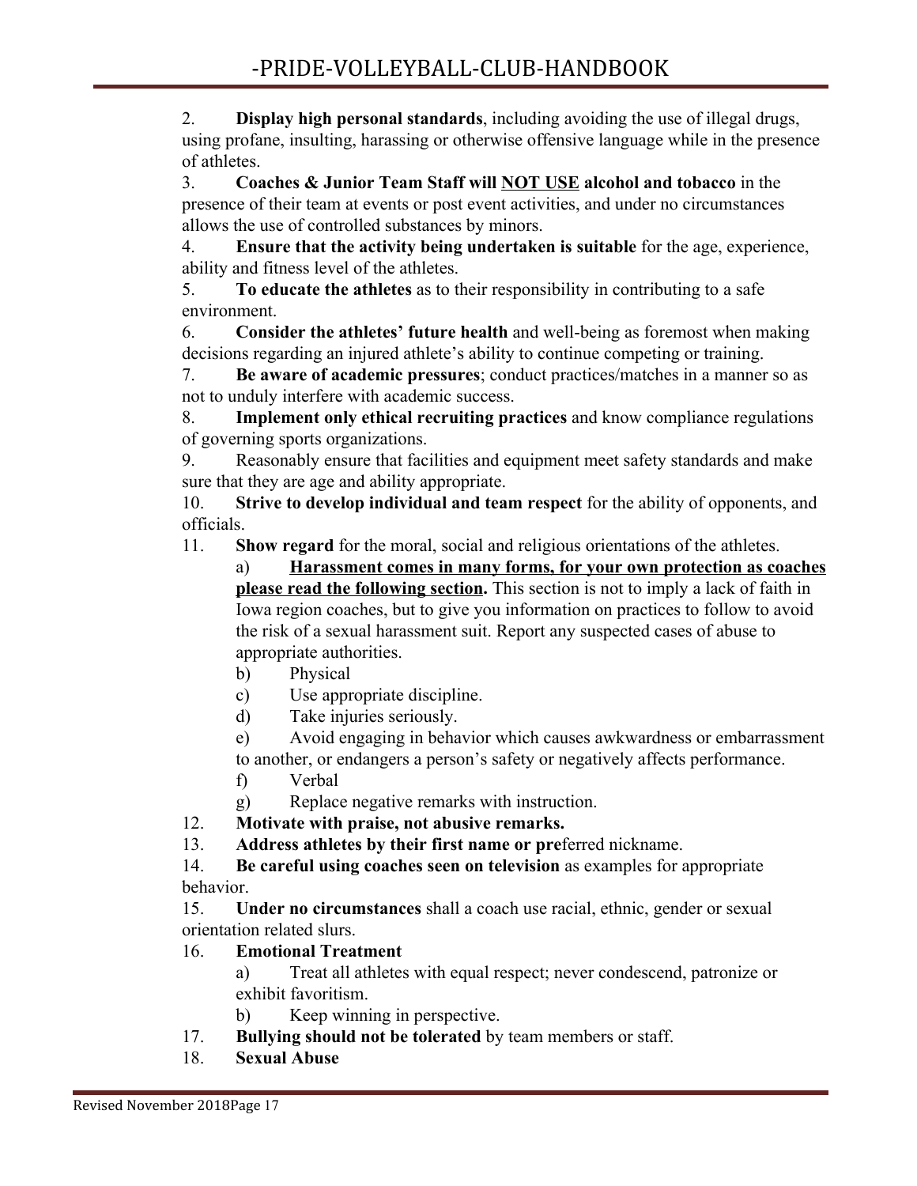2. **Display high personal standards**, including avoiding the use of illegal drugs, using profane, insulting, harassing or otherwise offensive language while in the presence of athletes.

3. **Coaches & Junior Team Staff will <u>NOT USE</u> alcohol and tobacco** in the presence of their team at events or post event activities, and under no circumstances allows the use of controlled substances by minors.

4. **Ensure that the activity being undertaken is suitable** for the age, experience, ability and fitness level of the athletes.

5. **To educate the athletes** as to their responsibility in contributing to a safe environment.

6. **Consider the athletes' future health** and well-being as foremost when making decisions regarding an injured athlete's ability to continue competing or training.

7. **Be aware of academic pressures**; conduct practices/matches in a manner so as not to unduly interfere with academic success.

8. **Implement only ethical recruiting practices** and know compliance regulations of governing sports organizations.

9. Reasonably ensure that facilities and equipment meet safety standards and make sure that they are age and ability appropriate.

10. **Strive to develop individual and team respect** for the ability of opponents, and officials.

11. **Show regard** for the moral, social and religious orientations of the athletes.
    a) **<u>Harassment comes in many forms, for your own protection as coaches please read the following section</u>.** This section is not to imply a lack of faith in Iowa region coaches, but to give you information on practices to follow to avoid the risk of a sexual harassment suit. Report any suspected cases of abuse to appropriate authorities.
    b) Physical
    c) Use appropriate discipline.
    d) Take injuries seriously.
    e) Avoid engaging in behavior which causes awkwardness or embarrassment to another, or endangers a person's safety or negatively affects performance.
    f) Verbal
    g) Replace negative remarks with instruction.

12. **Motivate with praise, not abusive remarks.**

13. **Address athletes by their first name or pre**ferred nickname.

14. **Be careful using coaches seen on television** as examples for appropriate behavior.

15. **Under no circumstances** shall a coach use racial, ethnic, gender or sexual orientation related slurs.

16. **Emotional Treatment**
    a) Treat all athletes with equal respect; never condescend, patronize or exhibit favoritism.
    b) Keep winning in perspective.

17. **Bullying should not be tolerated** by team members or staff.

18. **Sexual Abuse**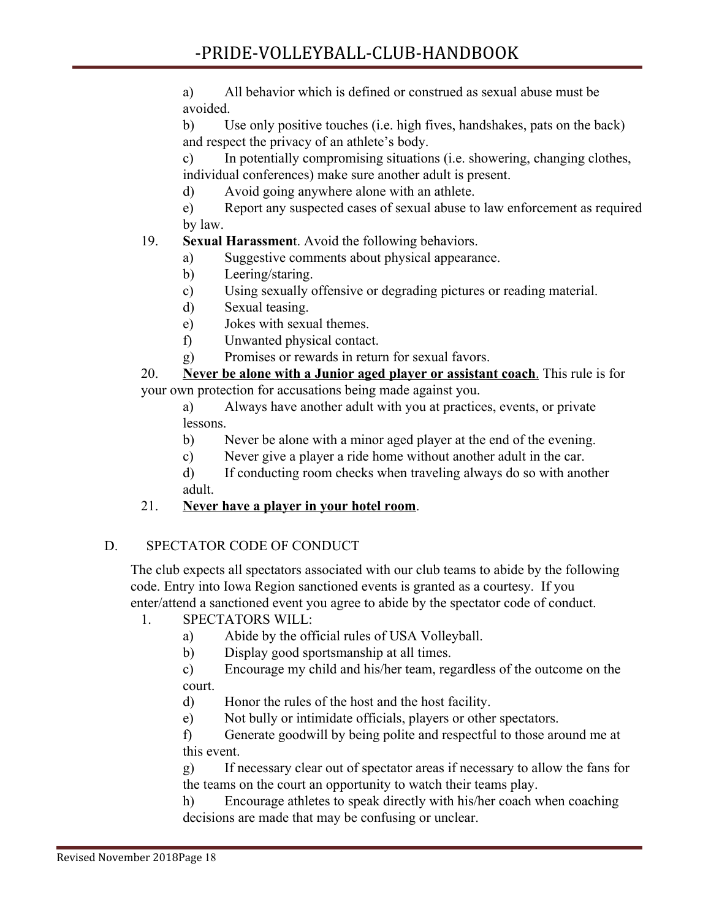a) All behavior which is defined or construed as sexual abuse must be avoided.

b) Use only positive touches (i.e. high fives, handshakes, pats on the back) and respect the privacy of an athlete's body.

c) In potentially compromising situations (i.e. showering, changing clothes, individual conferences) make sure another adult is present.

d) Avoid going anywhere alone with an athlete.

e) Report any suspected cases of sexual abuse to law enforcement as required by law.

19. **Sexual Harassmen**t. Avoid the following behaviors.
    - a) Suggestive comments about physical appearance.
    - b) Leering/staring.
    - c) Using sexually offensive or degrading pictures or reading material.
    - d) Sexual teasing.
    - e) Jokes with sexual themes.
    - f) Unwanted physical contact.
    - g) Promises or rewards in return for sexual favors.

20. <u>**Never be alone with a Junior aged player or assistant coach**</u>. This rule is for your own protection for accusations being made against you.
    - a) Always have another adult with you at practices, events, or private lessons.
    - b) Never be alone with a minor aged player at the end of the evening.
    - c) Never give a player a ride home without another adult in the car.
    - d) If conducting room checks when traveling always do so with another adult.

21. <u>**Never have a player in your hotel room**</u>.

## D. SPECTATOR CODE OF CONDUCT

The club expects all spectators associated with our club teams to abide by the following code. Entry into Iowa Region sanctioned events is granted as a courtesy. If you enter/attend a sanctioned event you agree to abide by the spectator code of conduct.

1. SPECTATORS WILL:
    - a) Abide by the official rules of USA Volleyball.
    - b) Display good sportsmanship at all times.
    - c) Encourage my child and his/her team, regardless of the outcome on the court.
    - d) Honor the rules of the host and the host facility.
    - e) Not bully or intimidate officials, players or other spectators.
    - f) Generate goodwill by being polite and respectful to those around me at this event.
    - g) If necessary clear out of spectator areas if necessary to allow the fans for the teams on the court an opportunity to watch their teams play.
    - h) Encourage athletes to speak directly with his/her coach when coaching decisions are made that may be confusing or unclear.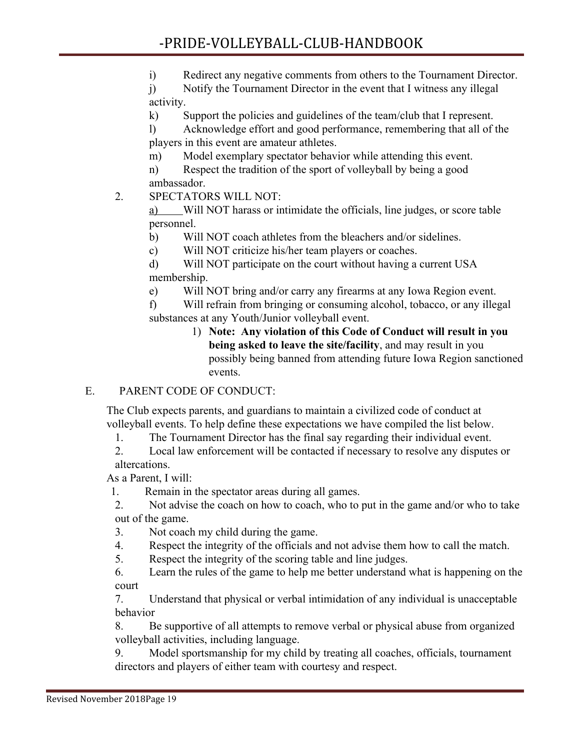i) Redirect any negative comments from others to the Tournament Director.

j) Notify the Tournament Director in the event that I witness any illegal activity.

k) Support the policies and guidelines of the team/club that I represent.

l) Acknowledge effort and good performance, remembering that all of the players in this event are amateur athletes.

m) Model exemplary spectator behavior while attending this event.

n) Respect the tradition of the sport of volleyball by being a good ambassador.

2. SPECTATORS WILL NOT:

a) Will NOT harass or intimidate the officials, line judges, or score table personnel.

b) Will NOT coach athletes from the bleachers and/or sidelines.

c) Will NOT criticize his/her team players or coaches.

d) Will NOT participate on the court without having a current USA membership.

e) Will NOT bring and/or carry any firearms at any Iowa Region event.

f) Will refrain from bringing or consuming alcohol, tobacco, or any illegal substances at any Youth/Junior volleyball event.

1) **Note: Any violation of this Code of Conduct will result in you being asked to leave the site/facility**, and may result in you possibly being banned from attending future Iowa Region sanctioned events.

E. PARENT CODE OF CONDUCT:

The Club expects parents, and guardians to maintain a civilized code of conduct at volleyball events. To help define these expectations we have compiled the list below.

1. The Tournament Director has the final say regarding their individual event.
2. Local law enforcement will be contacted if necessary to resolve any disputes or altercations.

As a Parent, I will:

1. Remain in the spectator areas during all games.
2. Not advise the coach on how to coach, who to put in the game and/or who to take out of the game.
3. Not coach my child during the game.
4. Respect the integrity of the officials and not advise them how to call the match.
5. Respect the integrity of the scoring table and line judges.
6. Learn the rules of the game to help me better understand what is happening on the court
7. Understand that physical or verbal intimidation of any individual is unacceptable behavior
8. Be supportive of all attempts to remove verbal or physical abuse from organized volleyball activities, including language.
9. Model sportsmanship for my child by treating all coaches, officials, tournament directors and players of either team with courtesy and respect.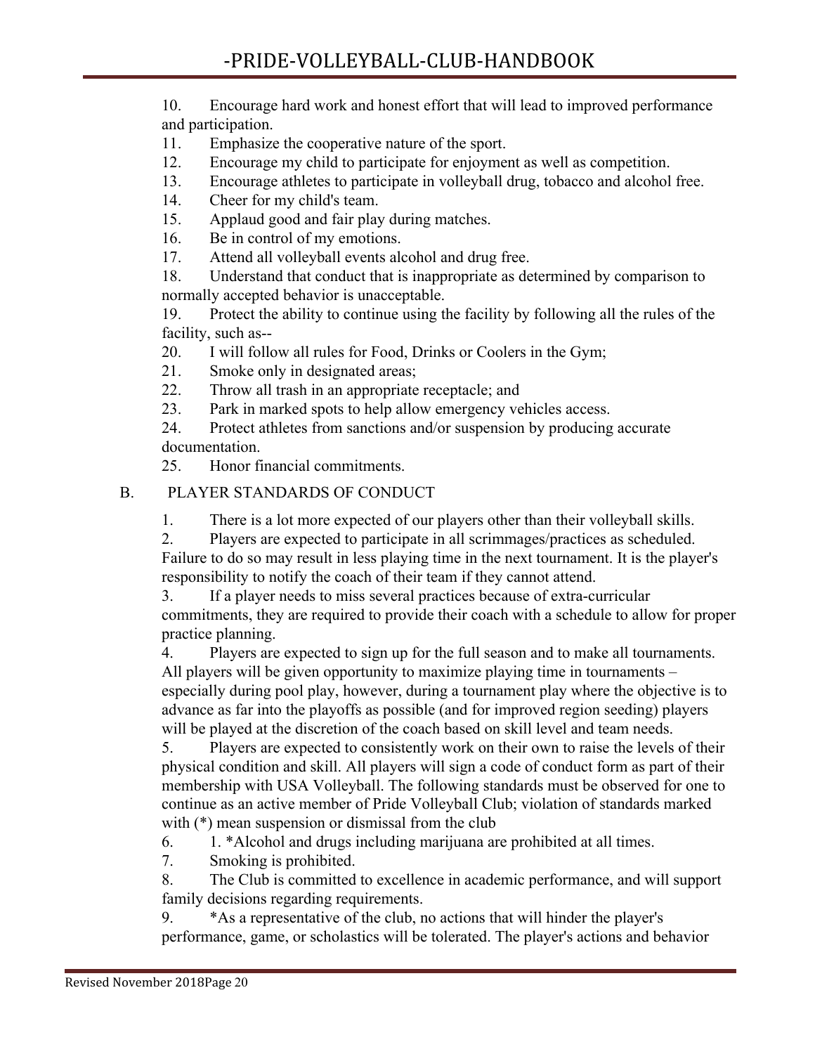10. Encourage hard work and honest effort that will lead to improved performance and participation.
11. Emphasize the cooperative nature of the sport.
12. Encourage my child to participate for enjoyment as well as competition.
13. Encourage athletes to participate in volleyball drug, tobacco and alcohol free.
14. Cheer for my child's team.
15. Applaud good and fair play during matches.
16. Be in control of my emotions.
17. Attend all volleyball events alcohol and drug free.
18. Understand that conduct that is inappropriate as determined by comparison to normally accepted behavior is unacceptable.
19. Protect the ability to continue using the facility by following all the rules of the facility, such as--
20. I will follow all rules for Food, Drinks or Coolers in the Gym;
21. Smoke only in designated areas;
22. Throw all trash in an appropriate receptacle; and
23. Park in marked spots to help allow emergency vehicles access.
24. Protect athletes from sanctions and/or suspension by producing accurate documentation.
25. Honor financial commitments.

B. PLAYER STANDARDS OF CONDUCT

1. There is a lot more expected of our players other than their volleyball skills.
2. Players are expected to participate in all scrimmages/practices as scheduled. Failure to do so may result in less playing time in the next tournament. It is the player's responsibility to notify the coach of their team if they cannot attend.
3. If a player needs to miss several practices because of extra-curricular commitments, they are required to provide their coach with a schedule to allow for proper practice planning.
4. Players are expected to sign up for the full season and to make all tournaments. All players will be given opportunity to maximize playing time in tournaments – especially during pool play, however, during a tournament play where the objective is to advance as far into the playoffs as possible (and for improved region seeding) players will be played at the discretion of the coach based on skill level and team needs.
5. Players are expected to consistently work on their own to raise the levels of their physical condition and skill. All players will sign a code of conduct form as part of their membership with USA Volleyball. The following standards must be observed for one to continue as an active member of Pride Volleyball Club; violation of standards marked with (*) mean suspension or dismissal from the club
6. 1. *Alcohol and drugs including marijuana are prohibited at all times.
7. Smoking is prohibited.
8. The Club is committed to excellence in academic performance, and will support family decisions regarding requirements.
9. *As a representative of the club, no actions that will hinder the player's performance, game, or scholastics will be tolerated. The player's actions and behavior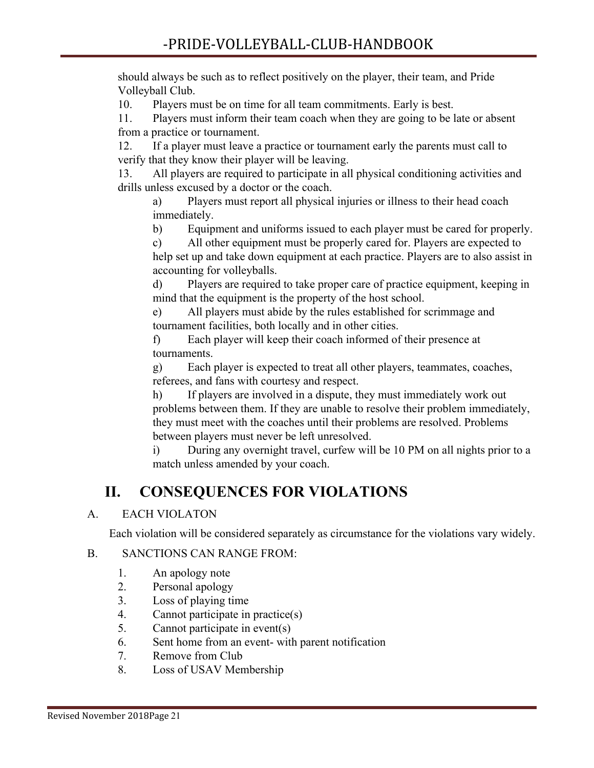should always be such as to reflect positively on the player, their team, and Pride Volleyball Club.

10. Players must be on time for all team commitments. Early is best.
11. Players must inform their team coach when they are going to be late or absent from a practice or tournament.
12. If a player must leave a practice or tournament early the parents must call to verify that they know their player will be leaving.
13. All players are required to participate in all physical conditioning activities and drills unless excused by a doctor or the coach.
    - a) Players must report all physical injuries or illness to their head coach immediately.
    - b) Equipment and uniforms issued to each player must be cared for properly.
    - c) All other equipment must be properly cared for. Players are expected to help set up and take down equipment at each practice. Players are to also assist in accounting for volleyballs.
    - d) Players are required to take proper care of practice equipment, keeping in mind that the equipment is the property of the host school.
    - e) All players must abide by the rules established for scrimmage and tournament facilities, both locally and in other cities.
    - f) Each player will keep their coach informed of their presence at tournaments.
    - g) Each player is expected to treat all other players, teammates, coaches, referees, and fans with courtesy and respect.
    - h) If players are involved in a dispute, they must immediately work out problems between them. If they are unable to resolve their problem immediately, they must meet with the coaches until their problems are resolved. Problems between players must never be left unresolved.
    - i) During any overnight travel, curfew will be 10 PM on all nights prior to a match unless amended by your coach.

# II. CONSEQUENCES FOR VIOLATIONS

## A. EACH VIOLATON

Each violation will be considered separately as circumstance for the violations vary widely.

## B. SANCTIONS CAN RANGE FROM:

1. An apology note
2. Personal apology
3. Loss of playing time
4. Cannot participate in practice(s)
5. Cannot participate in event(s)
6. Sent home from an event- with parent notification
7. Remove from Club
8. Loss of USAV Membership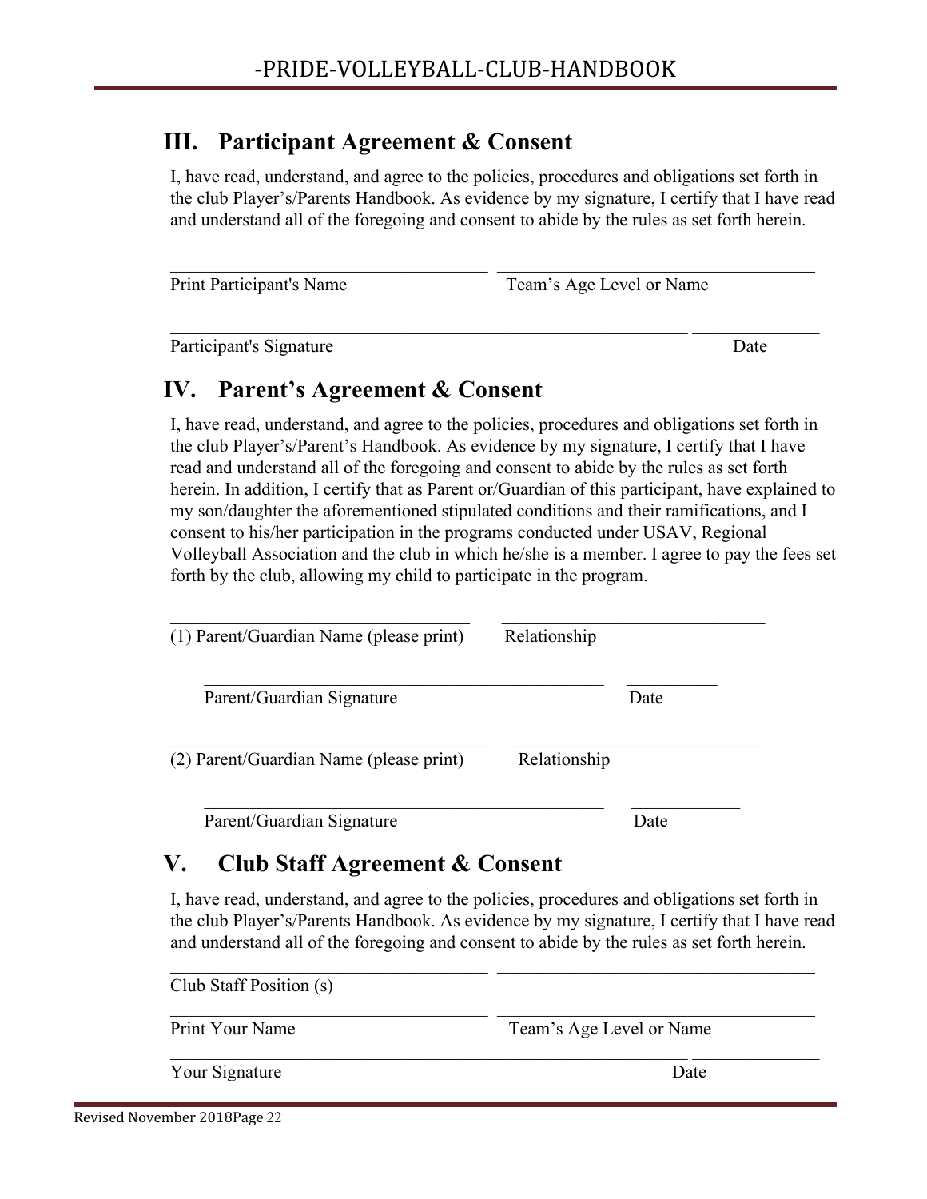## III. Participant Agreement & Consent

I, have read, understand, and agree to the policies, procedures and obligations set forth in the club Player's/Parents Handbook. As evidence by my signature, I certify that I have read and understand all of the foregoing and consent to abide by the rules as set forth herein.

\_\_\_\_\_\_\_\_\_\_\_\_\_\_\_\_\_\_\_\_\_\_\_\_\_\_\_\_\_\_\_\_\_\_\_\_ \_\_\_\_\_\_\_\_\_\_\_\_\_\_\_\_\_\_\_\_\_\_\_\_\_\_\_\_\_\_\_\_\_\_\_\_

Print Participant's Name Team's Age Level or Name

\_\_\_\_\_\_\_\_\_\_\_\_\_\_\_\_\_\_\_\_\_\_\_\_\_\_\_\_\_\_\_\_\_\_\_\_\_\_\_\_\_\_\_\_\_\_\_\_\_\_\_\_\_\_\_\_ \_\_\_\_\_\_\_\_\_\_\_\_\_\_

Participant's Signature Date

## IV. Parent's Agreement & Consent

I, have read, understand, and agree to the policies, procedures and obligations set forth in the club Player's/Parent's Handbook. As evidence by my signature, I certify that I have read and understand all of the foregoing and consent to abide by the rules as set forth herein. In addition, I certify that as Parent or/Guardian of this participant, have explained to my son/daughter the aforementioned stipulated conditions and their ramifications, and I consent to his/her participation in the programs conducted under USAV, Regional Volleyball Association and the club in which he/she is a member. I agree to pay the fees set forth by the club, allowing my child to participate in the program.

\_\_\_\_\_\_\_\_\_\_\_\_\_\_\_\_\_\_\_\_\_\_\_\_\_\_\_\_\_\_\_\_\_\_ \_\_\_\_\_\_\_\_\_\_\_\_\_\_\_\_\_\_\_\_\_\_\_\_\_\_\_\_\_\_

(1) Parent/Guardian Name (please print) Relationship

\_\_\_\_\_\_\_\_\_\_\_\_\_\_\_\_\_\_\_\_\_\_\_\_\_\_\_\_\_\_\_\_\_\_\_\_\_\_\_\_\_\_\_\_ \_\_\_\_\_\_\_\_\_\_

Parent/Guardian Signature Date

\_\_\_\_\_\_\_\_\_\_\_\_\_\_\_\_\_\_\_\_\_\_\_\_\_\_\_\_\_\_\_\_\_\_\_\_ \_\_\_\_\_\_\_\_\_\_\_\_\_\_\_\_\_\_\_\_\_\_\_\_\_\_\_\_

(2) Parent/Guardian Name (please print) Relationship

\_\_\_\_\_\_\_\_\_\_\_\_\_\_\_\_\_\_\_\_\_\_\_\_\_\_\_\_\_\_\_\_\_\_\_\_\_\_\_\_\_\_\_\_ \_\_\_\_\_\_\_\_\_\_\_\_

Parent/Guardian Signature Date

## V. Club Staff Agreement & Consent

I, have read, understand, and agree to the policies, procedures and obligations set forth in the club Player's/Parents Handbook. As evidence by my signature, I certify that I have read and understand all of the foregoing and consent to abide by the rules as set forth herein.

\_\_\_\_\_\_\_\_\_\_\_\_\_\_\_\_\_\_\_\_\_\_\_\_\_\_\_\_\_\_\_\_\_\_\_\_ \_\_\_\_\_\_\_\_\_\_\_\_\_\_\_\_\_\_\_\_\_\_\_\_\_\_\_\_\_\_\_\_\_\_\_\_

Club Staff Position (s)

\_\_\_\_\_\_\_\_\_\_\_\_\_\_\_\_\_\_\_\_\_\_\_\_\_\_\_\_\_\_\_\_\_\_\_\_ \_\_\_\_\_\_\_\_\_\_\_\_\_\_\_\_\_\_\_\_\_\_\_\_\_\_\_\_\_\_\_\_\_\_\_\_

Print Your Name Team's Age Level or Name

\_\_\_\_\_\_\_\_\_\_\_\_\_\_\_\_\_\_\_\_\_\_\_\_\_\_\_\_\_\_\_\_\_\_\_\_\_\_\_\_\_\_\_\_\_\_\_\_\_\_\_\_\_\_\_\_ \_\_\_\_\_\_\_\_\_\_\_\_\_\_

Your Signature Date